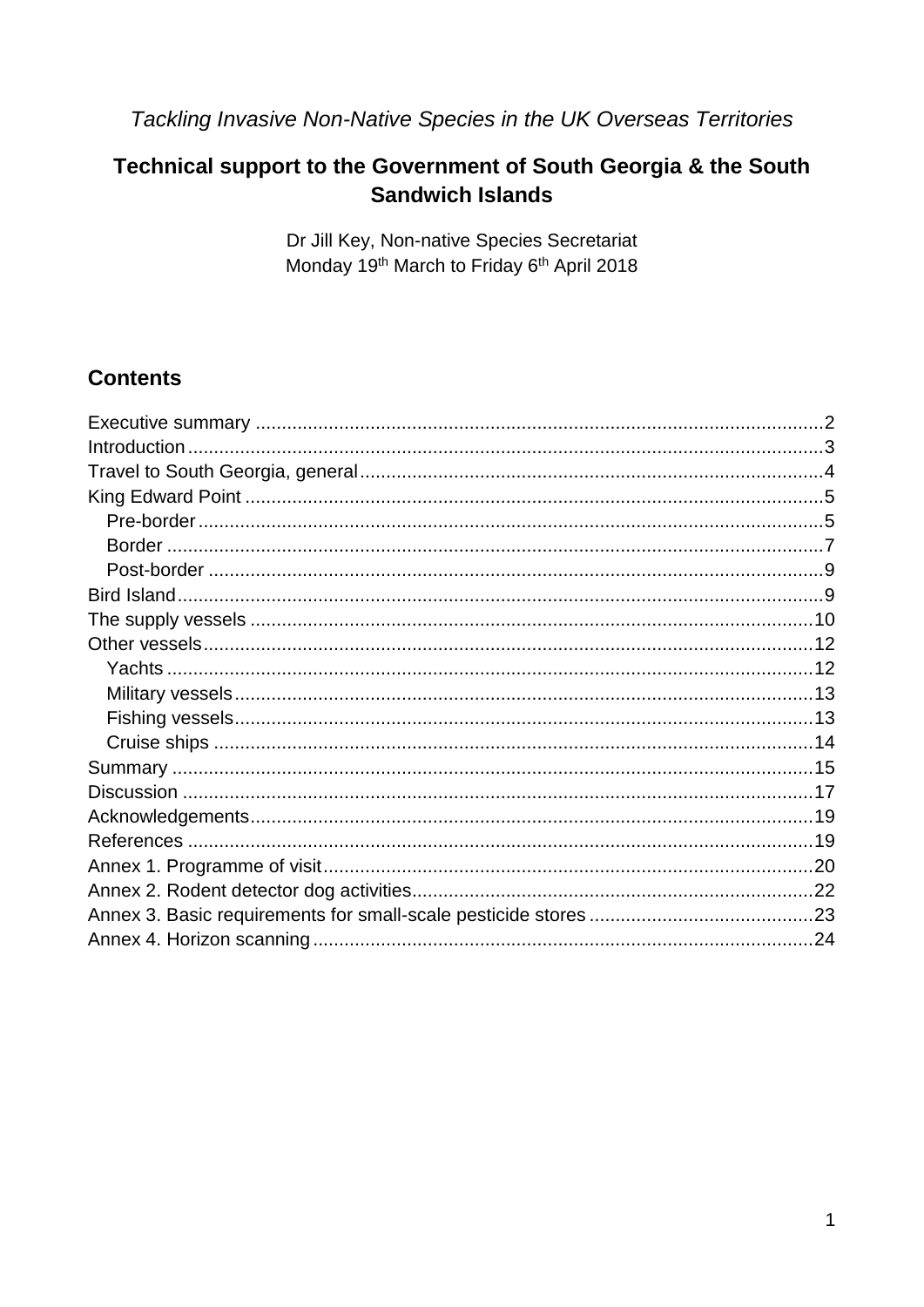*Tackling Invasive Non-Native Species in the UK Overseas Territories*

# Technical support to the Government of South Georgia & the South Sandwich Islands

Dr Jill Key, Non-native Species Secretariat
Monday 19th March to Friday 6th April 2018

## Contents

- Executive summary ....... 2
- Introduction ....... 3
- Travel to South Georgia, general ....... 4
- King Edward Point ....... 5
  - Pre-border ....... 5
  - Border ....... 7
  - Post-border ....... 9
- Bird Island ....... 9
- The supply vessels ....... 10
- Other vessels ....... 12
  - Yachts ....... 12
  - Military vessels ....... 13
  - Fishing vessels ....... 13
  - Cruise ships ....... 14
- Summary ....... 15
- Discussion ....... 17
- Acknowledgements ....... 19
- References ....... 19
- Annex 1. Programme of visit ....... 20
- Annex 2. Rodent detector dog activities ....... 22
- Annex 3. Basic requirements for small-scale pesticide stores ....... 23
- Annex 4. Horizon scanning ....... 24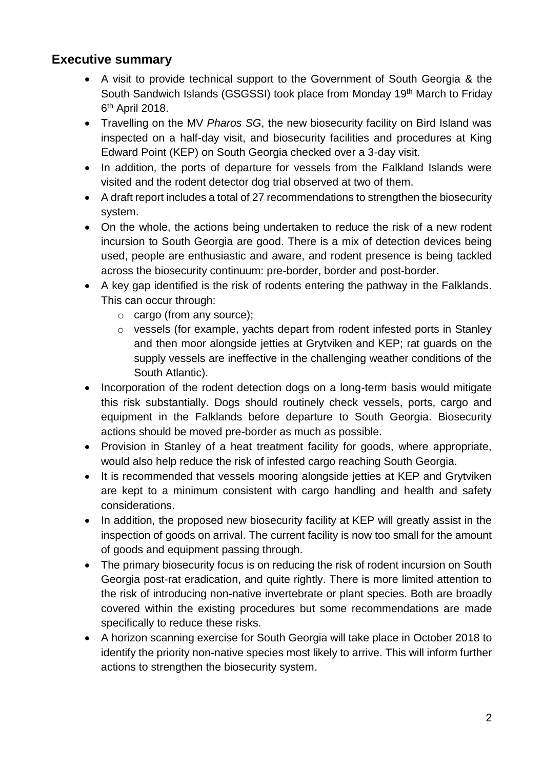## Executive summary

- A visit to provide technical support to the Government of South Georgia & the South Sandwich Islands (GSGSSI) took place from Monday 19th March to Friday 6th April 2018.
- Travelling on the MV *Pharos SG*, the new biosecurity facility on Bird Island was inspected on a half-day visit, and biosecurity facilities and procedures at King Edward Point (KEP) on South Georgia checked over a 3-day visit.
- In addition, the ports of departure for vessels from the Falkland Islands were visited and the rodent detector dog trial observed at two of them.
- A draft report includes a total of 27 recommendations to strengthen the biosecurity system.
- On the whole, the actions being undertaken to reduce the risk of a new rodent incursion to South Georgia are good. There is a mix of detection devices being used, people are enthusiastic and aware, and rodent presence is being tackled across the biosecurity continuum: pre-border, border and post-border.
- A key gap identified is the risk of rodents entering the pathway in the Falklands. This can occur through:
  - cargo (from any source);
  - vessels (for example, yachts depart from rodent infested ports in Stanley and then moor alongside jetties at Grytviken and KEP; rat guards on the supply vessels are ineffective in the challenging weather conditions of the South Atlantic).
- Incorporation of the rodent detection dogs on a long-term basis would mitigate this risk substantially. Dogs should routinely check vessels, ports, cargo and equipment in the Falklands before departure to South Georgia. Biosecurity actions should be moved pre-border as much as possible.
- Provision in Stanley of a heat treatment facility for goods, where appropriate, would also help reduce the risk of infested cargo reaching South Georgia.
- It is recommended that vessels mooring alongside jetties at KEP and Grytviken are kept to a minimum consistent with cargo handling and health and safety considerations.
- In addition, the proposed new biosecurity facility at KEP will greatly assist in the inspection of goods on arrival. The current facility is now too small for the amount of goods and equipment passing through.
- The primary biosecurity focus is on reducing the risk of rodent incursion on South Georgia post-rat eradication, and quite rightly. There is more limited attention to the risk of introducing non-native invertebrate or plant species. Both are broadly covered within the existing procedures but some recommendations are made specifically to reduce these risks.
- A horizon scanning exercise for South Georgia will take place in October 2018 to identify the priority non-native species most likely to arrive. This will inform further actions to strengthen the biosecurity system.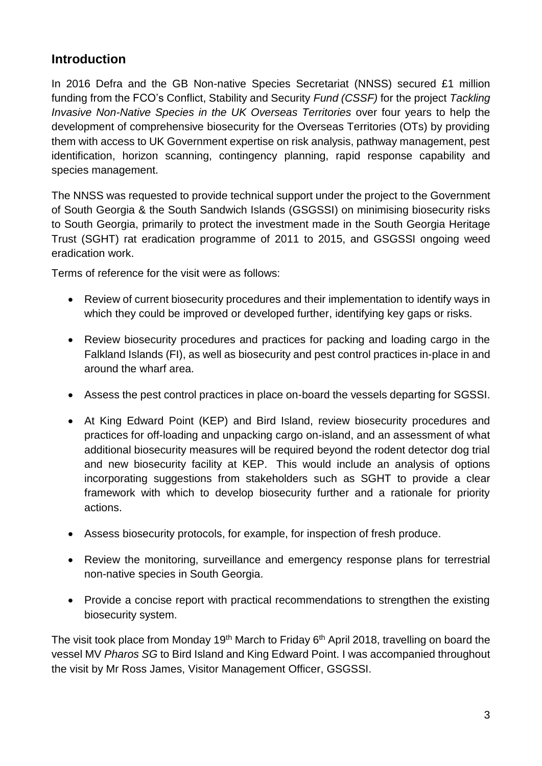## Introduction

In 2016 Defra and the GB Non-native Species Secretariat (NNSS) secured £1 million funding from the FCO's Conflict, Stability and Security *Fund (CSSF)* for the project *Tackling Invasive Non-Native Species in the UK Overseas Territories* over four years to help the development of comprehensive biosecurity for the Overseas Territories (OTs) by providing them with access to UK Government expertise on risk analysis, pathway management, pest identification, horizon scanning, contingency planning, rapid response capability and species management.

The NNSS was requested to provide technical support under the project to the Government of South Georgia & the South Sandwich Islands (GSGSSI) on minimising biosecurity risks to South Georgia, primarily to protect the investment made in the South Georgia Heritage Trust (SGHT) rat eradication programme of 2011 to 2015, and GSGSSI ongoing weed eradication work.

Terms of reference for the visit were as follows:

- Review of current biosecurity procedures and their implementation to identify ways in which they could be improved or developed further, identifying key gaps or risks.
- Review biosecurity procedures and practices for packing and loading cargo in the Falkland Islands (FI), as well as biosecurity and pest control practices in-place in and around the wharf area.
- Assess the pest control practices in place on-board the vessels departing for SGSSI.
- At King Edward Point (KEP) and Bird Island, review biosecurity procedures and practices for off-loading and unpacking cargo on-island, and an assessment of what additional biosecurity measures will be required beyond the rodent detector dog trial and new biosecurity facility at KEP. This would include an analysis of options incorporating suggestions from stakeholders such as SGHT to provide a clear framework with which to develop biosecurity further and a rationale for priority actions.
- Assess biosecurity protocols, for example, for inspection of fresh produce.
- Review the monitoring, surveillance and emergency response plans for terrestrial non-native species in South Georgia.
- Provide a concise report with practical recommendations to strengthen the existing biosecurity system.

The visit took place from Monday 19th March to Friday 6th April 2018, travelling on board the vessel MV *Pharos SG* to Bird Island and King Edward Point. I was accompanied throughout the visit by Mr Ross James, Visitor Management Officer, GSGSSI.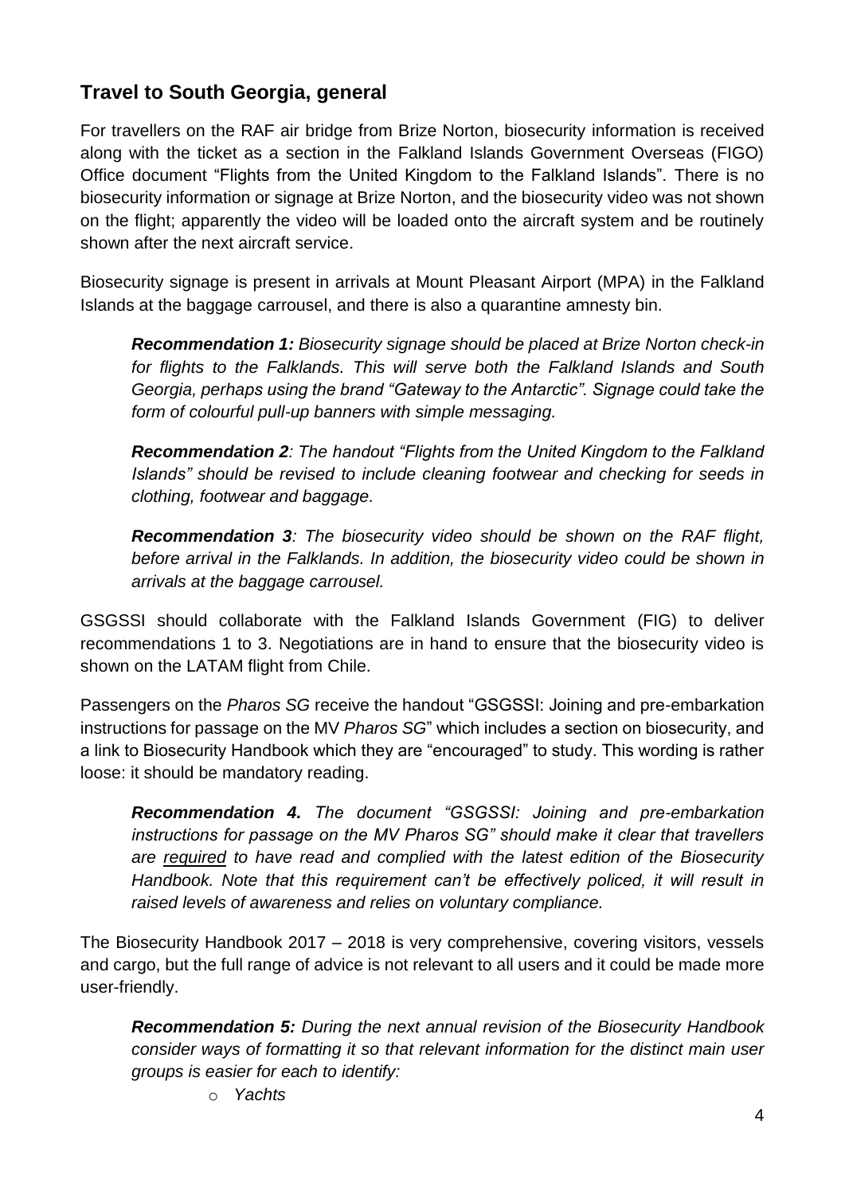## Travel to South Georgia, general

For travellers on the RAF air bridge from Brize Norton, biosecurity information is received along with the ticket as a section in the Falkland Islands Government Overseas (FIGO) Office document "Flights from the United Kingdom to the Falkland Islands". There is no biosecurity information or signage at Brize Norton, and the biosecurity video was not shown on the flight; apparently the video will be loaded onto the aircraft system and be routinely shown after the next aircraft service.

Biosecurity signage is present in arrivals at Mount Pleasant Airport (MPA) in the Falkland Islands at the baggage carrousel, and there is also a quarantine amnesty bin.

> ***Recommendation 1:*** *Biosecurity signage should be placed at Brize Norton check-in for flights to the Falklands. This will serve both the Falkland Islands and South Georgia, perhaps using the brand "Gateway to the Antarctic". Signage could take the form of colourful pull-up banners with simple messaging.*
>
> ***Recommendation 2****: The handout "Flights from the United Kingdom to the Falkland Islands" should be revised to include cleaning footwear and checking for seeds in clothing, footwear and baggage.*
>
> ***Recommendation 3****: The biosecurity video should be shown on the RAF flight, before arrival in the Falklands. In addition, the biosecurity video could be shown in arrivals at the baggage carrousel.*

GSGSSI should collaborate with the Falkland Islands Government (FIG) to deliver recommendations 1 to 3. Negotiations are in hand to ensure that the biosecurity video is shown on the LATAM flight from Chile.

Passengers on the *Pharos SG* receive the handout "GSGSSI: Joining and pre-embarkation instructions for passage on the MV *Pharos SG*" which includes a section on biosecurity, and a link to Biosecurity Handbook which they are "encouraged" to study. This wording is rather loose: it should be mandatory reading.

> ***Recommendation 4.*** *The document "GSGSSI: Joining and pre-embarkation instructions for passage on the MV Pharos SG" should make it clear that travellers are <u>required</u> to have read and complied with the latest edition of the Biosecurity Handbook. Note that this requirement can't be effectively policed, it will result in raised levels of awareness and relies on voluntary compliance.*

The Biosecurity Handbook 2017 – 2018 is very comprehensive, covering visitors, vessels and cargo, but the full range of advice is not relevant to all users and it could be made more user-friendly.

> ***Recommendation 5:*** *During the next annual revision of the Biosecurity Handbook consider ways of formatting it so that relevant information for the distinct main user groups is easier for each to identify:*
>
> - *Yachts*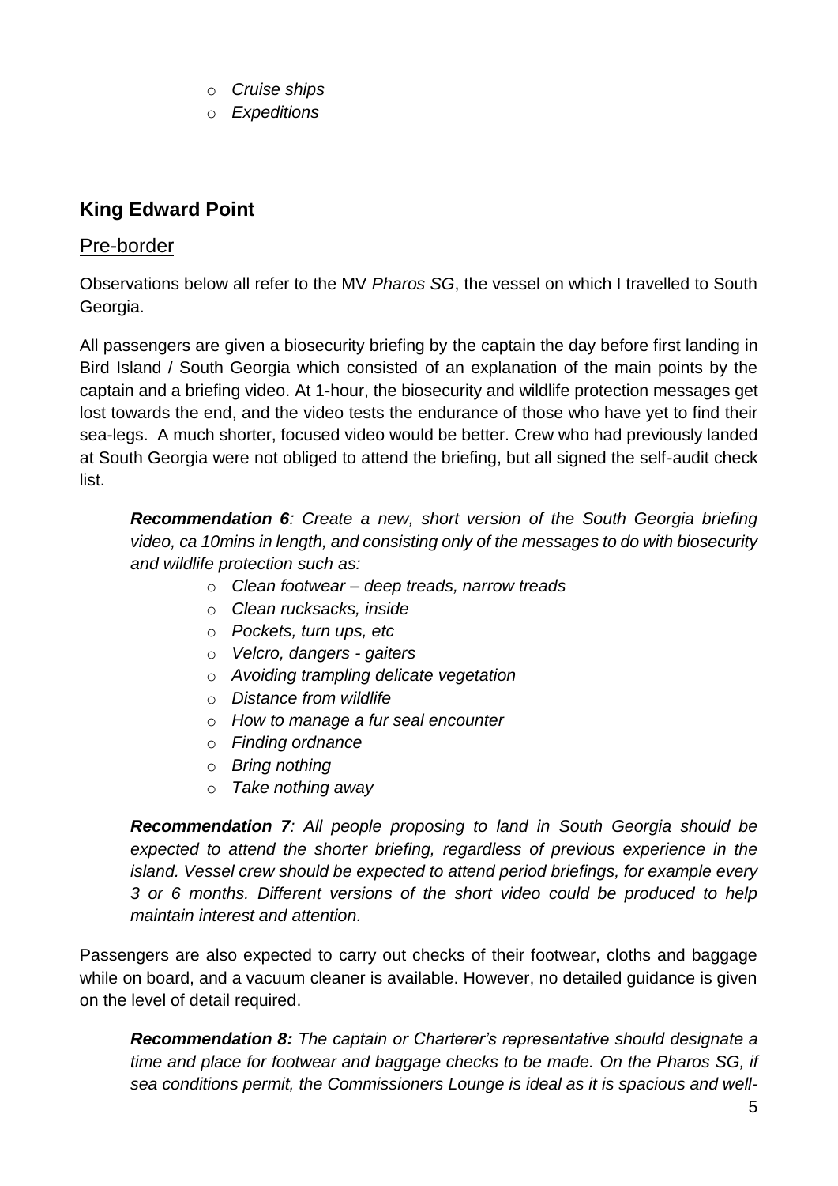- *Cruise ships*
- *Expeditions*

## King Edward Point

### Pre-border

Observations below all refer to the MV *Pharos SG*, the vessel on which I travelled to South Georgia.

All passengers are given a biosecurity briefing by the captain the day before first landing in Bird Island / South Georgia which consisted of an explanation of the main points by the captain and a briefing video. At 1-hour, the biosecurity and wildlife protection messages get lost towards the end, and the video tests the endurance of those who have yet to find their sea-legs. A much shorter, focused video would be better. Crew who had previously landed at South Georgia were not obliged to attend the briefing, but all signed the self-audit check list.

> ***Recommendation 6****: Create a new, short version of the South Georgia briefing video, ca 10mins in length, and consisting only of the messages to do with biosecurity and wildlife protection such as:*
>
> - *Clean footwear – deep treads, narrow treads*
> - *Clean rucksacks, inside*
> - *Pockets, turn ups, etc*
> - *Velcro, dangers - gaiters*
> - *Avoiding trampling delicate vegetation*
> - *Distance from wildlife*
> - *How to manage a fur seal encounter*
> - *Finding ordnance*
> - *Bring nothing*
> - *Take nothing away*
>
> ***Recommendation 7****: All people proposing to land in South Georgia should be expected to attend the shorter briefing, regardless of previous experience in the island. Vessel crew should be expected to attend period briefings, for example every 3 or 6 months. Different versions of the short video could be produced to help maintain interest and attention.*

Passengers are also expected to carry out checks of their footwear, cloths and baggage while on board, and a vacuum cleaner is available. However, no detailed guidance is given on the level of detail required.

> ***Recommendation 8:*** *The captain or Charterer's representative should designate a time and place for footwear and baggage checks to be made. On the Pharos SG, if sea conditions permit, the Commissioners Lounge is ideal as it is spacious and well-*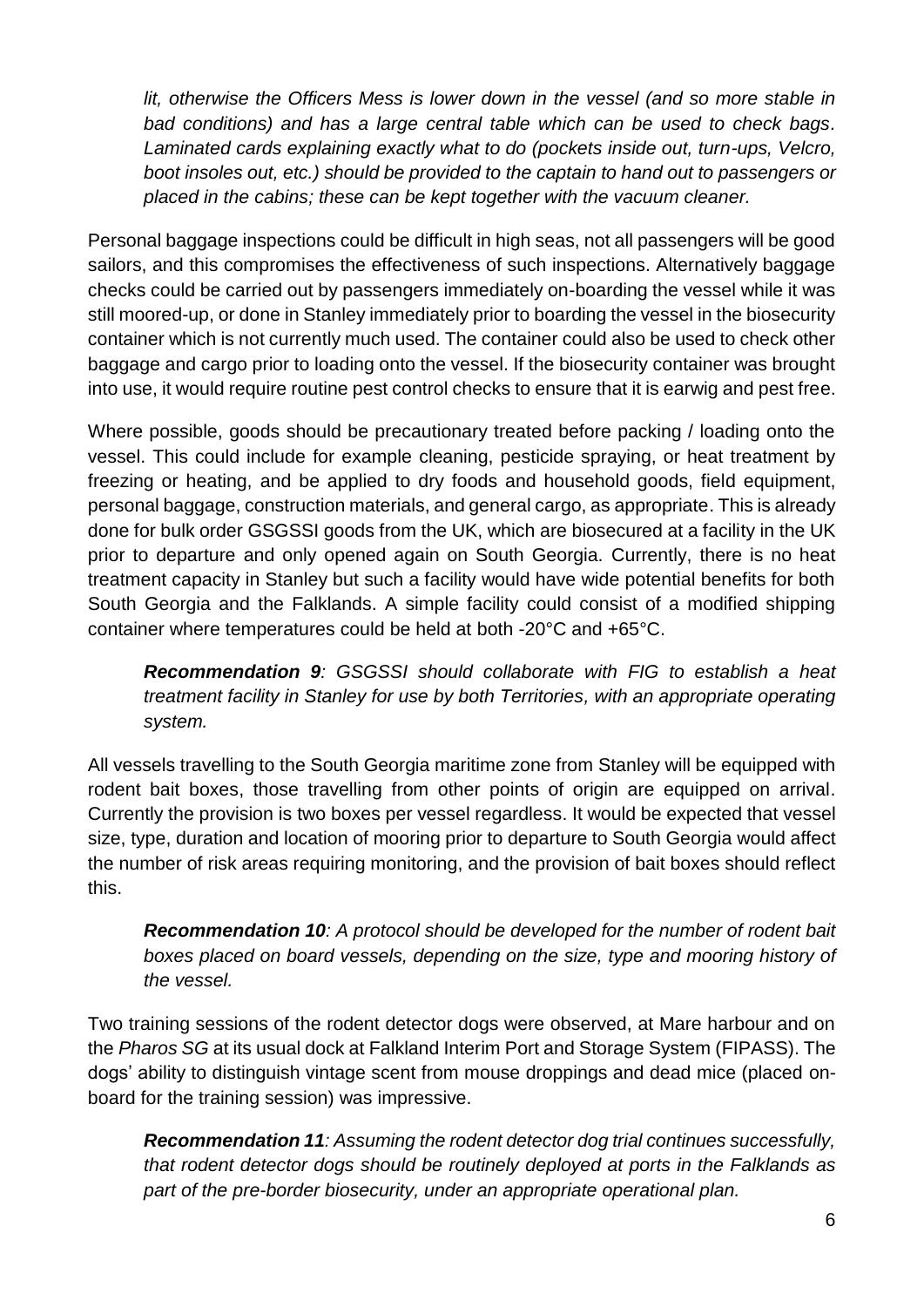*lit, otherwise the Officers Mess is lower down in the vessel (and so more stable in bad conditions) and has a large central table which can be used to check bags. Laminated cards explaining exactly what to do (pockets inside out, turn-ups, Velcro, boot insoles out, etc.) should be provided to the captain to hand out to passengers or placed in the cabins; these can be kept together with the vacuum cleaner.*

Personal baggage inspections could be difficult in high seas, not all passengers will be good sailors, and this compromises the effectiveness of such inspections. Alternatively baggage checks could be carried out by passengers immediately on-boarding the vessel while it was still moored-up, or done in Stanley immediately prior to boarding the vessel in the biosecurity container which is not currently much used. The container could also be used to check other baggage and cargo prior to loading onto the vessel. If the biosecurity container was brought into use, it would require routine pest control checks to ensure that it is earwig and pest free.

Where possible, goods should be precautionary treated before packing / loading onto the vessel. This could include for example cleaning, pesticide spraying, or heat treatment by freezing or heating, and be applied to dry foods and household goods, field equipment, personal baggage, construction materials, and general cargo, as appropriate. This is already done for bulk order GSGSSI goods from the UK, which are biosecured at a facility in the UK prior to departure and only opened again on South Georgia. Currently, there is no heat treatment capacity in Stanley but such a facility would have wide potential benefits for both South Georgia and the Falklands. A simple facility could consist of a modified shipping container where temperatures could be held at both -20°C and +65°C.

***Recommendation 9****: GSGSSI should collaborate with FIG to establish a heat treatment facility in Stanley for use by both Territories, with an appropriate operating system.*

All vessels travelling to the South Georgia maritime zone from Stanley will be equipped with rodent bait boxes, those travelling from other points of origin are equipped on arrival. Currently the provision is two boxes per vessel regardless. It would be expected that vessel size, type, duration and location of mooring prior to departure to South Georgia would affect the number of risk areas requiring monitoring, and the provision of bait boxes should reflect this.

***Recommendation 10****: A protocol should be developed for the number of rodent bait boxes placed on board vessels, depending on the size, type and mooring history of the vessel.*

Two training sessions of the rodent detector dogs were observed, at Mare harbour and on the *Pharos SG* at its usual dock at Falkland Interim Port and Storage System (FIPASS). The dogs' ability to distinguish vintage scent from mouse droppings and dead mice (placed on-board for the training session) was impressive.

***Recommendation 11****: Assuming the rodent detector dog trial continues successfully, that rodent detector dogs should be routinely deployed at ports in the Falklands as part of the pre-border biosecurity, under an appropriate operational plan.*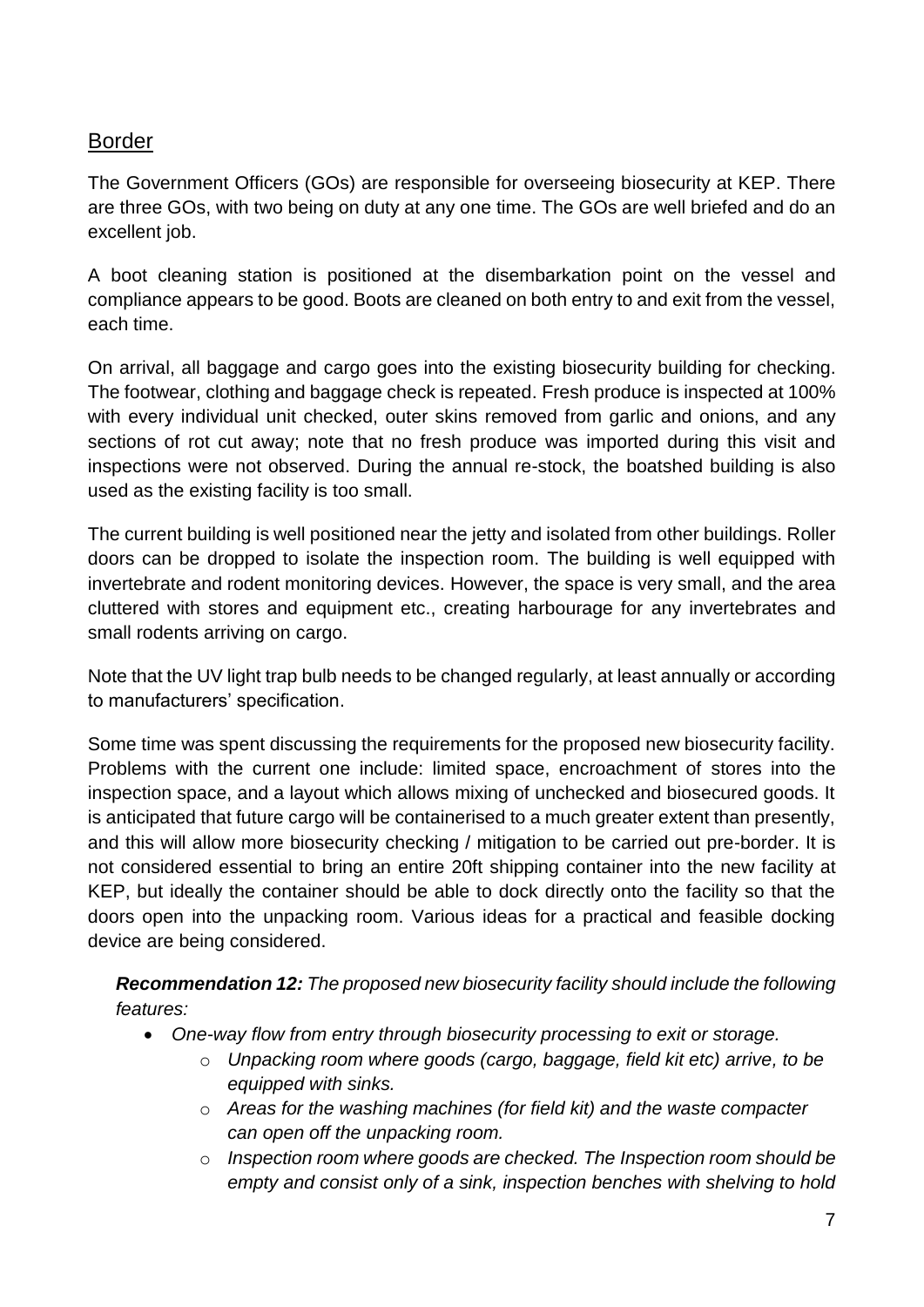## Border

The Government Officers (GOs) are responsible for overseeing biosecurity at KEP. There are three GOs, with two being on duty at any one time. The GOs are well briefed and do an excellent job.

A boot cleaning station is positioned at the disembarkation point on the vessel and compliance appears to be good. Boots are cleaned on both entry to and exit from the vessel, each time.

On arrival, all baggage and cargo goes into the existing biosecurity building for checking. The footwear, clothing and baggage check is repeated. Fresh produce is inspected at 100% with every individual unit checked, outer skins removed from garlic and onions, and any sections of rot cut away; note that no fresh produce was imported during this visit and inspections were not observed. During the annual re-stock, the boatshed building is also used as the existing facility is too small.

The current building is well positioned near the jetty and isolated from other buildings. Roller doors can be dropped to isolate the inspection room. The building is well equipped with invertebrate and rodent monitoring devices. However, the space is very small, and the area cluttered with stores and equipment etc., creating harbourage for any invertebrates and small rodents arriving on cargo.

Note that the UV light trap bulb needs to be changed regularly, at least annually or according to manufacturers' specification.

Some time was spent discussing the requirements for the proposed new biosecurity facility. Problems with the current one include: limited space, encroachment of stores into the inspection space, and a layout which allows mixing of unchecked and biosecured goods. It is anticipated that future cargo will be containerised to a much greater extent than presently, and this will allow more biosecurity checking / mitigation to be carried out pre-border. It is not considered essential to bring an entire 20ft shipping container into the new facility at KEP, but ideally the container should be able to dock directly onto the facility so that the doors open into the unpacking room. Various ideas for a practical and feasible docking device are being considered.

***Recommendation 12:*** *The proposed new biosecurity facility should include the following features:*

- *One-way flow from entry through biosecurity processing to exit or storage.*
    - *Unpacking room where goods (cargo, baggage, field kit etc) arrive, to be equipped with sinks.*
    - *Areas for the washing machines (for field kit) and the waste compacter can open off the unpacking room.*
    - *Inspection room where goods are checked. The Inspection room should be empty and consist only of a sink, inspection benches with shelving to hold*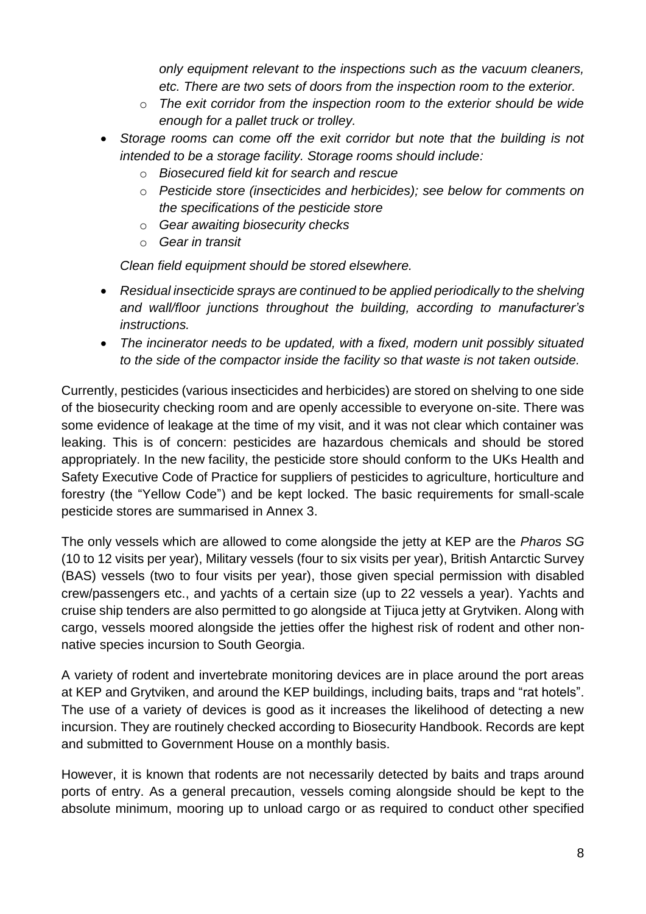*only equipment relevant to the inspections such as the vacuum cleaners, etc. There are two sets of doors from the inspection room to the exterior.*
    - *The exit corridor from the inspection room to the exterior should be wide enough for a pallet truck or trolley.*
- *Storage rooms can come off the exit corridor but note that the building is not intended to be a storage facility. Storage rooms should include:*
    - *Biosecured field kit for search and rescue*
    - *Pesticide store (insecticides and herbicides); see below for comments on the specifications of the pesticide store*
    - *Gear awaiting biosecurity checks*
    - *Gear in transit*

  *Clean field equipment should be stored elsewhere.*
- *Residual insecticide sprays are continued to be applied periodically to the shelving and wall/floor junctions throughout the building, according to manufacturer's instructions.*
- *The incinerator needs to be updated, with a fixed, modern unit possibly situated to the side of the compactor inside the facility so that waste is not taken outside.*

Currently, pesticides (various insecticides and herbicides) are stored on shelving to one side of the biosecurity checking room and are openly accessible to everyone on-site. There was some evidence of leakage at the time of my visit, and it was not clear which container was leaking. This is of concern: pesticides are hazardous chemicals and should be stored appropriately. In the new facility, the pesticide store should conform to the UKs Health and Safety Executive Code of Practice for suppliers of pesticides to agriculture, horticulture and forestry (the "Yellow Code") and be kept locked. The basic requirements for small-scale pesticide stores are summarised in Annex 3.

The only vessels which are allowed to come alongside the jetty at KEP are the *Pharos SG* (10 to 12 visits per year), Military vessels (four to six visits per year), British Antarctic Survey (BAS) vessels (two to four visits per year), those given special permission with disabled crew/passengers etc., and yachts of a certain size (up to 22 vessels a year). Yachts and cruise ship tenders are also permitted to go alongside at Tijuca jetty at Grytviken. Along with cargo, vessels moored alongside the jetties offer the highest risk of rodent and other non-native species incursion to South Georgia.

A variety of rodent and invertebrate monitoring devices are in place around the port areas at KEP and Grytviken, and around the KEP buildings, including baits, traps and "rat hotels". The use of a variety of devices is good as it increases the likelihood of detecting a new incursion. They are routinely checked according to Biosecurity Handbook. Records are kept and submitted to Government House on a monthly basis.

However, it is known that rodents are not necessarily detected by baits and traps around ports of entry. As a general precaution, vessels coming alongside should be kept to the absolute minimum, mooring up to unload cargo or as required to conduct other specified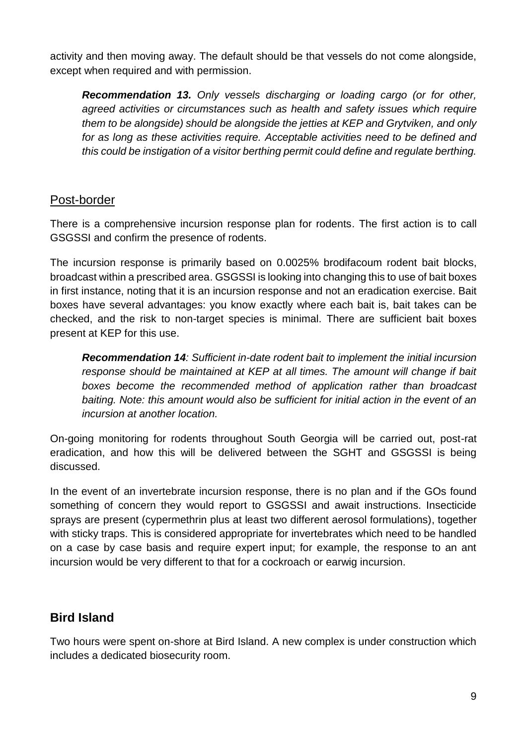activity and then moving away. The default should be that vessels do not come alongside, except when required and with permission.

> ***Recommendation 13.*** *Only vessels discharging or loading cargo (or for other, agreed activities or circumstances such as health and safety issues which require them to be alongside) should be alongside the jetties at KEP and Grytviken, and only for as long as these activities require. Acceptable activities need to be defined and this could be instigation of a visitor berthing permit could define and regulate berthing.*

## Post-border

There is a comprehensive incursion response plan for rodents. The first action is to call GSGSSI and confirm the presence of rodents.

The incursion response is primarily based on 0.0025% brodifacoum rodent bait blocks, broadcast within a prescribed area. GSGSSI is looking into changing this to use of bait boxes in first instance, noting that it is an incursion response and not an eradication exercise. Bait boxes have several advantages: you know exactly where each bait is, bait takes can be checked, and the risk to non-target species is minimal. There are sufficient bait boxes present at KEP for this use.

> ***Recommendation 14****: Sufficient in-date rodent bait to implement the initial incursion response should be maintained at KEP at all times. The amount will change if bait boxes become the recommended method of application rather than broadcast baiting. Note: this amount would also be sufficient for initial action in the event of an incursion at another location.*

On-going monitoring for rodents throughout South Georgia will be carried out, post-rat eradication, and how this will be delivered between the SGHT and GSGSSI is being discussed.

In the event of an invertebrate incursion response, there is no plan and if the GOs found something of concern they would report to GSGSSI and await instructions. Insecticide sprays are present (cypermethrin plus at least two different aerosol formulations), together with sticky traps. This is considered appropriate for invertebrates which need to be handled on a case by case basis and require expert input; for example, the response to an ant incursion would be very different to that for a cockroach or earwig incursion.

## Bird Island

Two hours were spent on-shore at Bird Island. A new complex is under construction which includes a dedicated biosecurity room.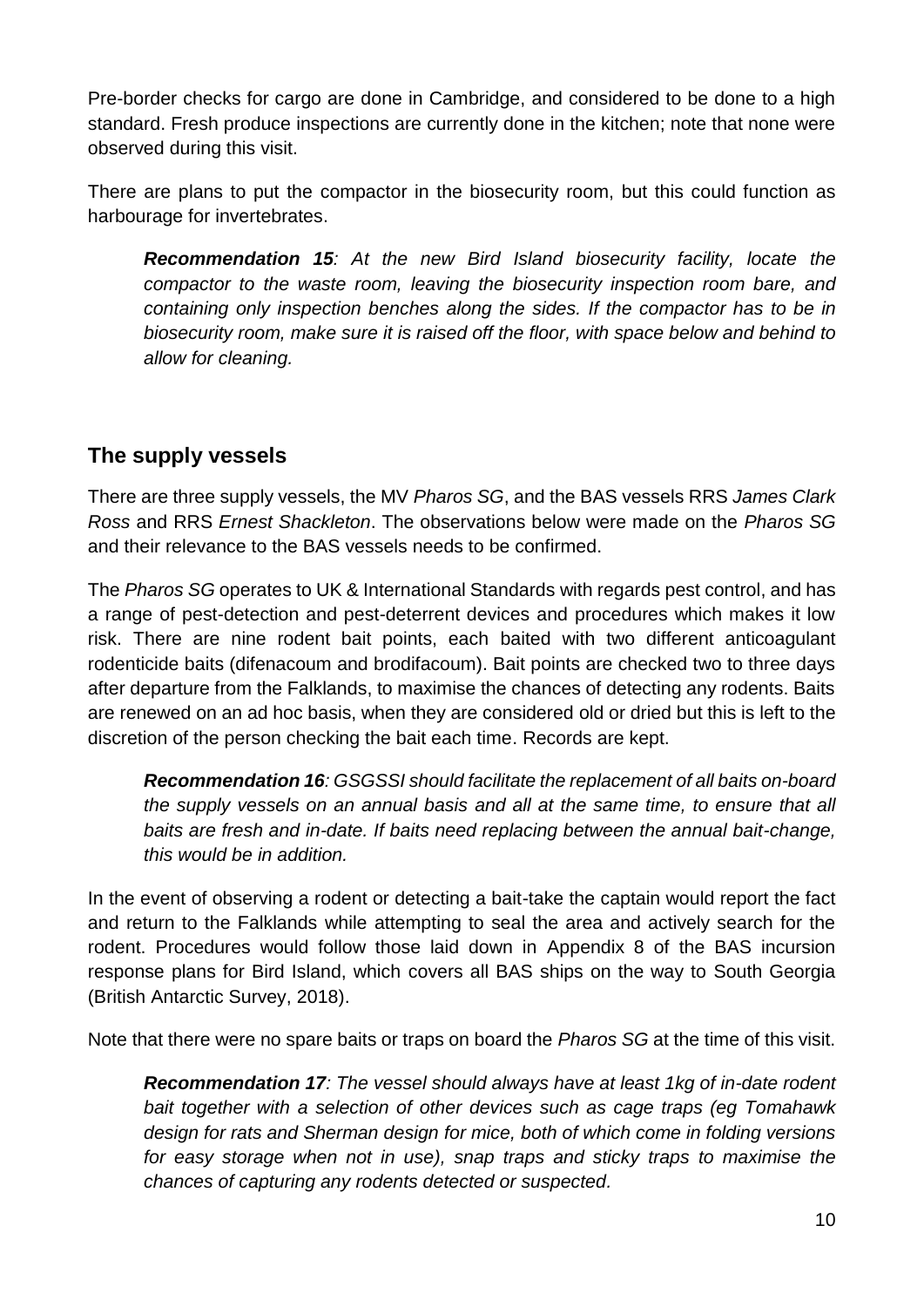Pre-border checks for cargo are done in Cambridge, and considered to be done to a high standard. Fresh produce inspections are currently done in the kitchen; note that none were observed during this visit.

There are plans to put the compactor in the biosecurity room, but this could function as harbourage for invertebrates.

> ***Recommendation 15****: At the new Bird Island biosecurity facility, locate the compactor to the waste room, leaving the biosecurity inspection room bare, and containing only inspection benches along the sides. If the compactor has to be in biosecurity room, make sure it is raised off the floor, with space below and behind to allow for cleaning.*

## The supply vessels

There are three supply vessels, the MV *Pharos SG*, and the BAS vessels RRS *James Clark Ross* and RRS *Ernest Shackleton*. The observations below were made on the *Pharos SG* and their relevance to the BAS vessels needs to be confirmed.

The *Pharos SG* operates to UK & International Standards with regards pest control, and has a range of pest-detection and pest-deterrent devices and procedures which makes it low risk. There are nine rodent bait points, each baited with two different anticoagulant rodenticide baits (difenacoum and brodifacoum). Bait points are checked two to three days after departure from the Falklands, to maximise the chances of detecting any rodents. Baits are renewed on an ad hoc basis, when they are considered old or dried but this is left to the discretion of the person checking the bait each time. Records are kept.

> ***Recommendation 16****: GSGSSI should facilitate the replacement of all baits on-board the supply vessels on an annual basis and all at the same time, to ensure that all baits are fresh and in-date. If baits need replacing between the annual bait-change, this would be in addition.*

In the event of observing a rodent or detecting a bait-take the captain would report the fact and return to the Falklands while attempting to seal the area and actively search for the rodent. Procedures would follow those laid down in Appendix 8 of the BAS incursion response plans for Bird Island, which covers all BAS ships on the way to South Georgia (British Antarctic Survey, 2018).

Note that there were no spare baits or traps on board the *Pharos SG* at the time of this visit.

> ***Recommendation 17****: The vessel should always have at least 1kg of in-date rodent bait together with a selection of other devices such as cage traps (eg Tomahawk design for rats and Sherman design for mice, both of which come in folding versions for easy storage when not in use), snap traps and sticky traps to maximise the chances of capturing any rodents detected or suspected.*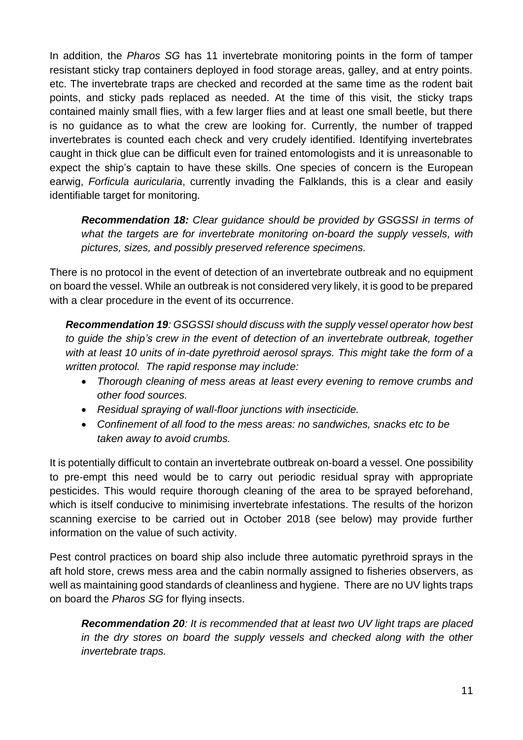In addition, the *Pharos SG* has 11 invertebrate monitoring points in the form of tamper resistant sticky trap containers deployed in food storage areas, galley, and at entry points. etc. The invertebrate traps are checked and recorded at the same time as the rodent bait points, and sticky pads replaced as needed. At the time of this visit, the sticky traps contained mainly small flies, with a few larger flies and at least one small beetle, but there is no guidance as to what the crew are looking for. Currently, the number of trapped invertebrates is counted each check and very crudely identified. Identifying invertebrates caught in thick glue can be difficult even for trained entomologists and it is unreasonable to expect the ship's captain to have these skills. One species of concern is the European earwig, *Forficula auricularia*, currently invading the Falklands, this is a clear and easily identifiable target for monitoring.

> ***Recommendation 18:*** *Clear guidance should be provided by GSGSSI in terms of what the targets are for invertebrate monitoring on-board the supply vessels, with pictures, sizes, and possibly preserved reference specimens.*

There is no protocol in the event of detection of an invertebrate outbreak and no equipment on board the vessel. While an outbreak is not considered very likely, it is good to be prepared with a clear procedure in the event of its occurrence.

> ***Recommendation 19****: GSGSSI should discuss with the supply vessel operator how best to guide the ship's crew in the event of detection of an invertebrate outbreak, together with at least 10 units of in-date pyrethroid aerosol sprays. This might take the form of a written protocol. The rapid response may include:*
>
> - *Thorough cleaning of mess areas at least every evening to remove crumbs and other food sources.*
> - *Residual spraying of wall-floor junctions with insecticide.*
> - *Confinement of all food to the mess areas: no sandwiches, snacks etc to be taken away to avoid crumbs.*

It is potentially difficult to contain an invertebrate outbreak on-board a vessel. One possibility to pre-empt this need would be to carry out periodic residual spray with appropriate pesticides. This would require thorough cleaning of the area to be sprayed beforehand, which is itself conducive to minimising invertebrate infestations. The results of the horizon scanning exercise to be carried out in October 2018 (see below) may provide further information on the value of such activity.

Pest control practices on board ship also include three automatic pyrethroid sprays in the aft hold store, crews mess area and the cabin normally assigned to fisheries observers, as well as maintaining good standards of cleanliness and hygiene. There are no UV lights traps on board the *Pharos SG* for flying insects.

> ***Recommendation 20****: It is recommended that at least two UV light traps are placed in the dry stores on board the supply vessels and checked along with the other invertebrate traps.*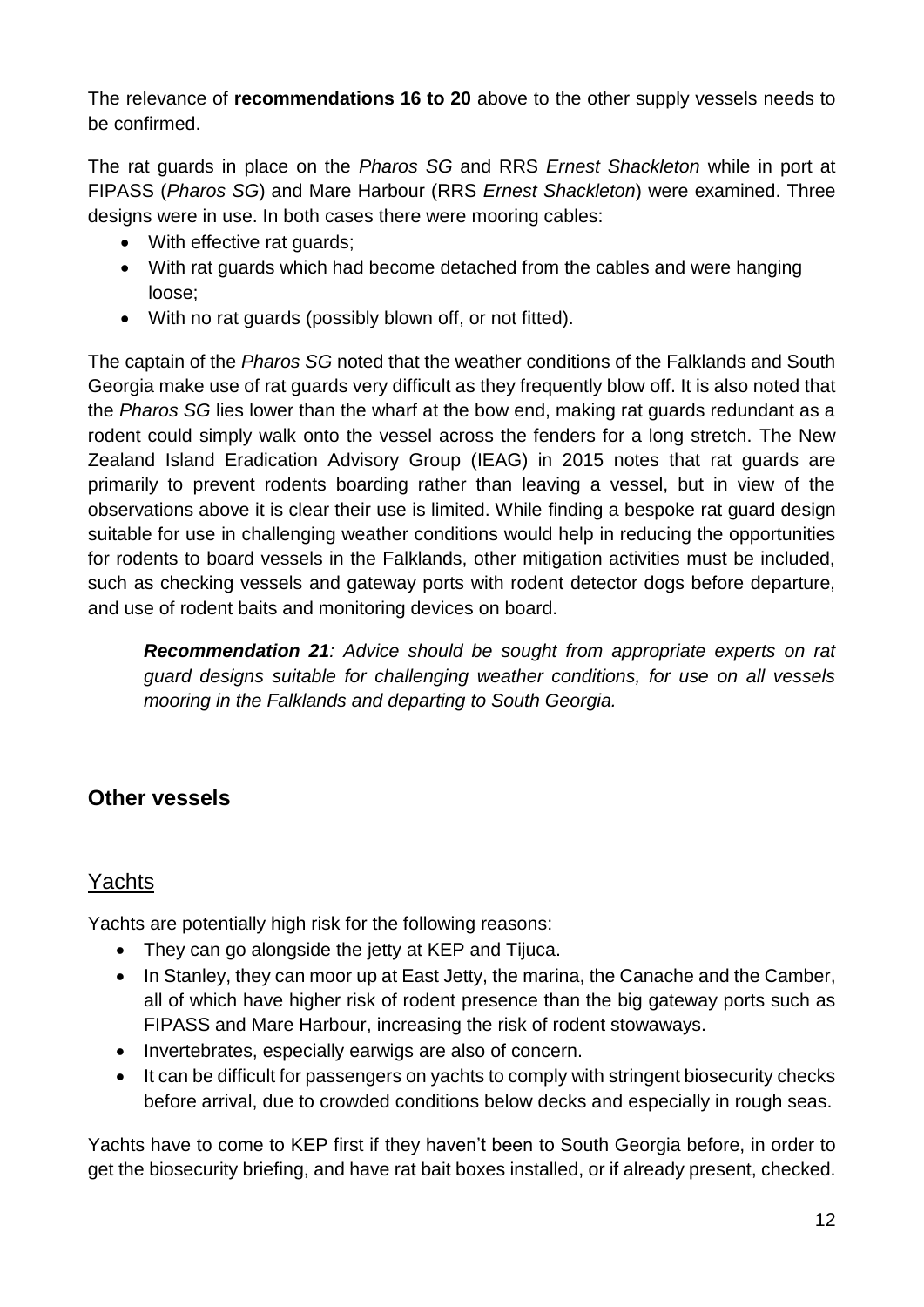The relevance of **recommendations 16 to 20** above to the other supply vessels needs to be confirmed.

The rat guards in place on the *Pharos SG* and RRS *Ernest Shackleton* while in port at FIPASS (*Pharos SG*) and Mare Harbour (RRS *Ernest Shackleton*) were examined. Three designs were in use. In both cases there were mooring cables:

- With effective rat guards;
- With rat guards which had become detached from the cables and were hanging loose;
- With no rat guards (possibly blown off, or not fitted).

The captain of the *Pharos SG* noted that the weather conditions of the Falklands and South Georgia make use of rat guards very difficult as they frequently blow off. It is also noted that the *Pharos SG* lies lower than the wharf at the bow end, making rat guards redundant as a rodent could simply walk onto the vessel across the fenders for a long stretch. The New Zealand Island Eradication Advisory Group (IEAG) in 2015 notes that rat guards are primarily to prevent rodents boarding rather than leaving a vessel, but in view of the observations above it is clear their use is limited. While finding a bespoke rat guard design suitable for use in challenging weather conditions would help in reducing the opportunities for rodents to board vessels in the Falklands, other mitigation activities must be included, such as checking vessels and gateway ports with rodent detector dogs before departure, and use of rodent baits and monitoring devices on board.

> ***Recommendation 21**: Advice should be sought from appropriate experts on rat guard designs suitable for challenging weather conditions, for use on all vessels mooring in the Falklands and departing to South Georgia.*

## Other vessels

### Yachts

Yachts are potentially high risk for the following reasons:

- They can go alongside the jetty at KEP and Tijuca.
- In Stanley, they can moor up at East Jetty, the marina, the Canache and the Camber, all of which have higher risk of rodent presence than the big gateway ports such as FIPASS and Mare Harbour, increasing the risk of rodent stowaways.
- Invertebrates, especially earwigs are also of concern.
- It can be difficult for passengers on yachts to comply with stringent biosecurity checks before arrival, due to crowded conditions below decks and especially in rough seas.

Yachts have to come to KEP first if they haven't been to South Georgia before, in order to get the biosecurity briefing, and have rat bait boxes installed, or if already present, checked.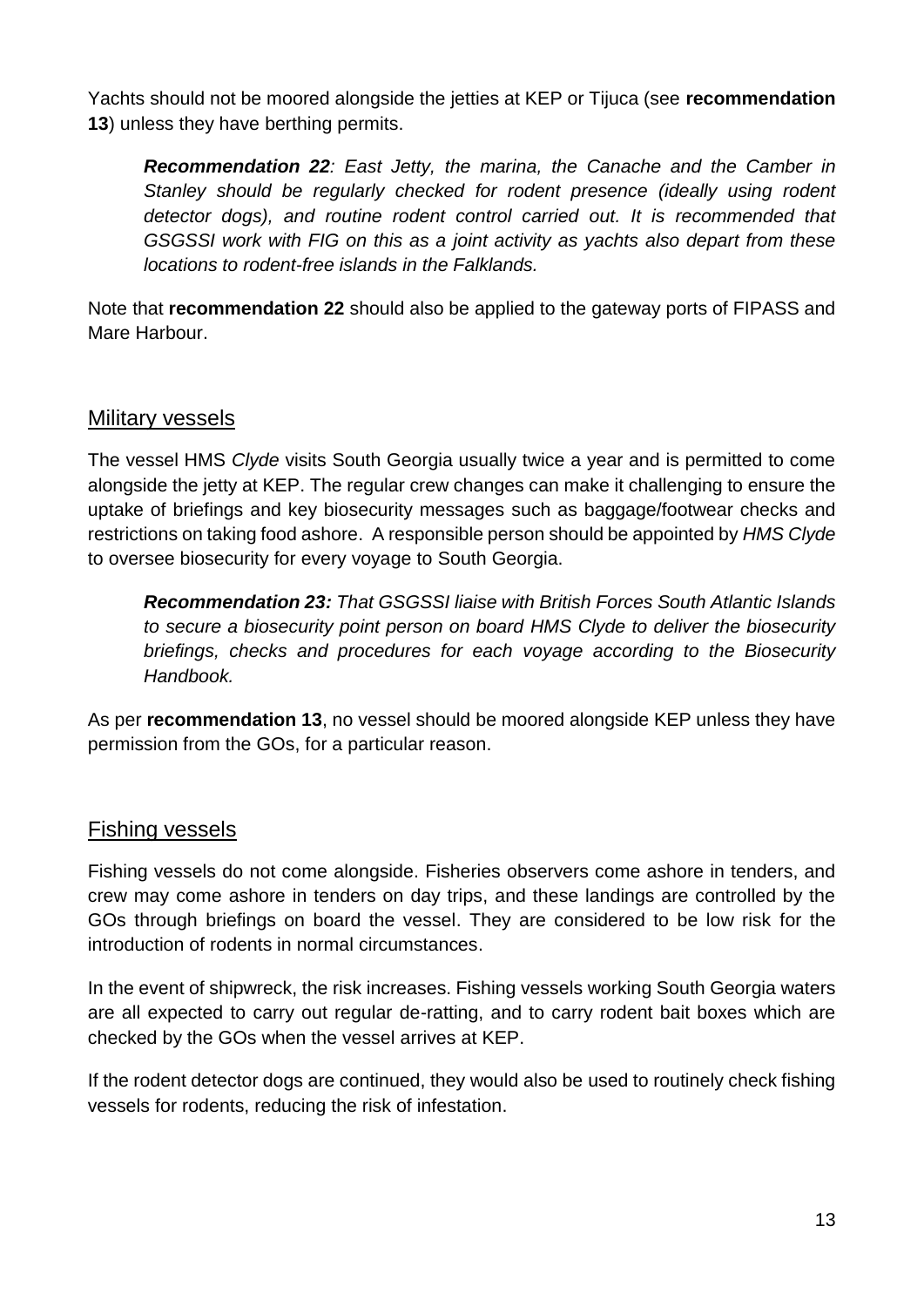Yachts should not be moored alongside the jetties at KEP or Tijuca (see **recommendation 13**) unless they have berthing permits.

> ***Recommendation 22****: East Jetty, the marina, the Canache and the Camber in Stanley should be regularly checked for rodent presence (ideally using rodent detector dogs), and routine rodent control carried out. It is recommended that GSGSSI work with FIG on this as a joint activity as yachts also depart from these locations to rodent-free islands in the Falklands.*

Note that **recommendation 22** should also be applied to the gateway ports of FIPASS and Mare Harbour.

## Military vessels

The vessel HMS *Clyde* visits South Georgia usually twice a year and is permitted to come alongside the jetty at KEP. The regular crew changes can make it challenging to ensure the uptake of briefings and key biosecurity messages such as baggage/footwear checks and restrictions on taking food ashore. A responsible person should be appointed by *HMS Clyde* to oversee biosecurity for every voyage to South Georgia.

> ***Recommendation 23:*** *That GSGSSI liaise with British Forces South Atlantic Islands to secure a biosecurity point person on board HMS Clyde to deliver the biosecurity briefings, checks and procedures for each voyage according to the Biosecurity Handbook.*

As per **recommendation 13**, no vessel should be moored alongside KEP unless they have permission from the GOs, for a particular reason.

## Fishing vessels

Fishing vessels do not come alongside. Fisheries observers come ashore in tenders, and crew may come ashore in tenders on day trips, and these landings are controlled by the GOs through briefings on board the vessel. They are considered to be low risk for the introduction of rodents in normal circumstances.

In the event of shipwreck, the risk increases. Fishing vessels working South Georgia waters are all expected to carry out regular de-ratting, and to carry rodent bait boxes which are checked by the GOs when the vessel arrives at KEP.

If the rodent detector dogs are continued, they would also be used to routinely check fishing vessels for rodents, reducing the risk of infestation.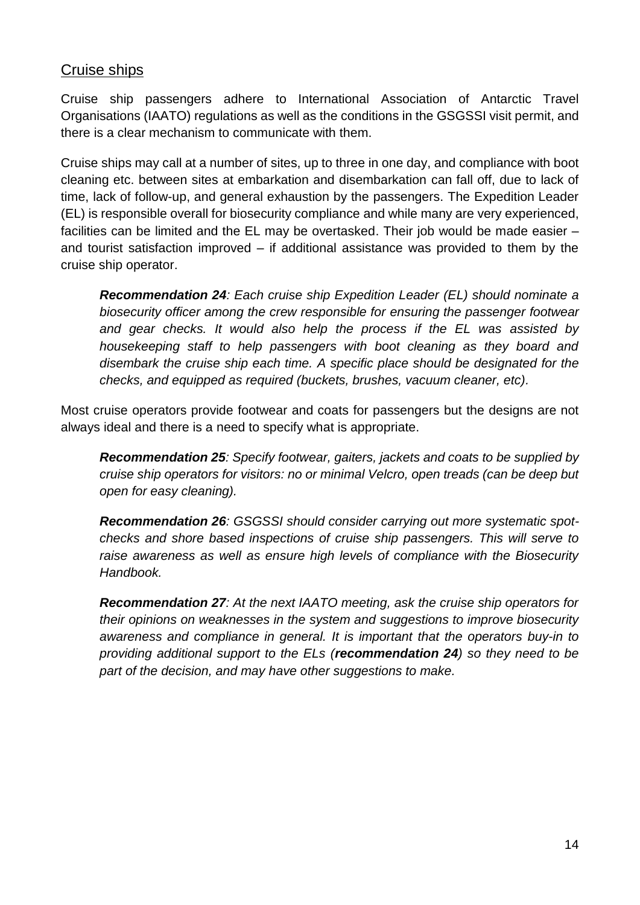## Cruise ships

Cruise ship passengers adhere to International Association of Antarctic Travel Organisations (IAATO) regulations as well as the conditions in the GSGSSI visit permit, and there is a clear mechanism to communicate with them.

Cruise ships may call at a number of sites, up to three in one day, and compliance with boot cleaning etc. between sites at embarkation and disembarkation can fall off, due to lack of time, lack of follow-up, and general exhaustion by the passengers. The Expedition Leader (EL) is responsible overall for biosecurity compliance and while many are very experienced, facilities can be limited and the EL may be overtasked. Their job would be made easier – and tourist satisfaction improved – if additional assistance was provided to them by the cruise ship operator.

> ***Recommendation 24****: Each cruise ship Expedition Leader (EL) should nominate a biosecurity officer among the crew responsible for ensuring the passenger footwear and gear checks. It would also help the process if the EL was assisted by housekeeping staff to help passengers with boot cleaning as they board and disembark the cruise ship each time. A specific place should be designated for the checks, and equipped as required (buckets, brushes, vacuum cleaner, etc).*

Most cruise operators provide footwear and coats for passengers but the designs are not always ideal and there is a need to specify what is appropriate.

> ***Recommendation 25****: Specify footwear, gaiters, jackets and coats to be supplied by cruise ship operators for visitors: no or minimal Velcro, open treads (can be deep but open for easy cleaning).*

> ***Recommendation 26****: GSGSSI should consider carrying out more systematic spot-checks and shore based inspections of cruise ship passengers. This will serve to raise awareness as well as ensure high levels of compliance with the Biosecurity Handbook.*

> ***Recommendation 27****: At the next IAATO meeting, ask the cruise ship operators for their opinions on weaknesses in the system and suggestions to improve biosecurity awareness and compliance in general. It is important that the operators buy-in to providing additional support to the ELs (**recommendation 24**) so they need to be part of the decision, and may have other suggestions to make.*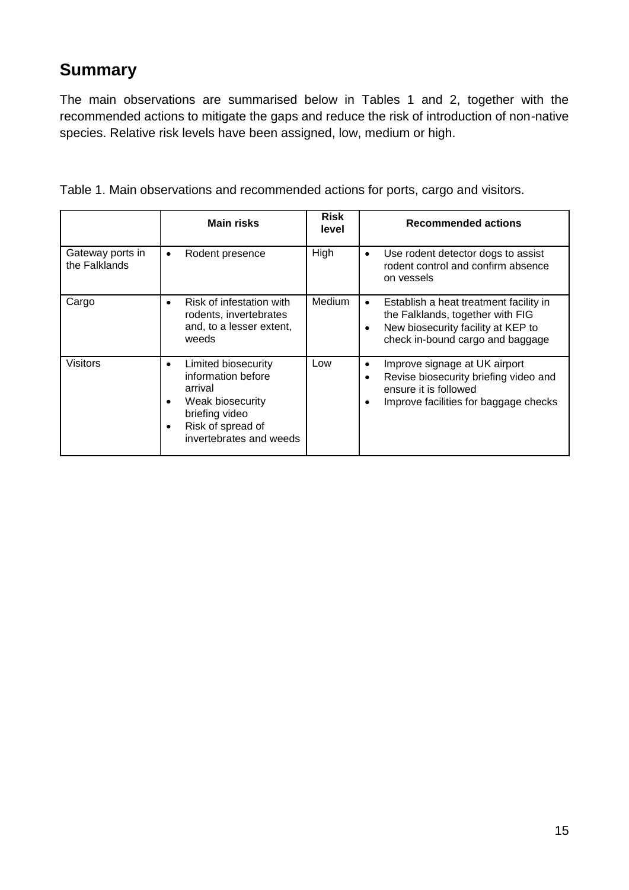## Summary

The main observations are summarised below in Tables 1 and 2, together with the recommended actions to mitigate the gaps and reduce the risk of introduction of non-native species. Relative risk levels have been assigned, low, medium or high.

Table 1. Main observations and recommended actions for ports, cargo and visitors.

| | Main risks | Risk level | Recommended actions |
|---|---|---|---|
| Gateway ports in the Falklands | • Rodent presence | High | • Use rodent detector dogs to assist rodent control and confirm absence on vessels |
| Cargo | • Risk of infestation with rodents, invertebrates and, to a lesser extent, weeds | Medium | • Establish a heat treatment facility in the Falklands, together with FIG<br>• New biosecurity facility at KEP to check in-bound cargo and baggage |
| Visitors | • Limited biosecurity information before arrival<br>• Weak biosecurity briefing video<br>• Risk of spread of invertebrates and weeds | Low | • Improve signage at UK airport<br>• Revise biosecurity briefing video and ensure it is followed<br>• Improve facilities for baggage checks |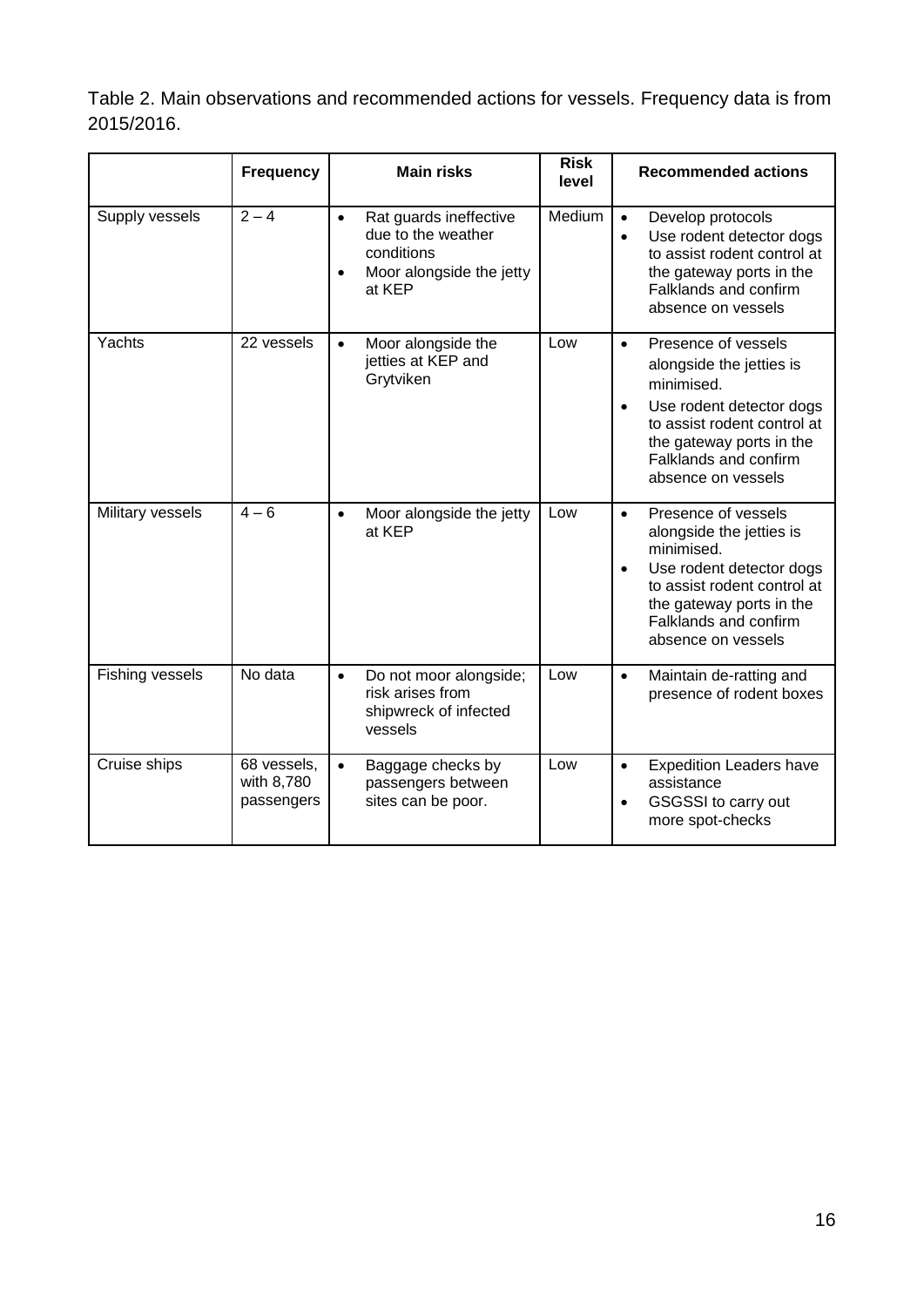Table 2. Main observations and recommended actions for vessels. Frequency data is from 2015/2016.

| | Frequency | Main risks | Risk level | Recommended actions |
|---|---|---|---|---|
| Supply vessels | 2 – 4 | • Rat guards ineffective due to the weather conditions<br>• Moor alongside the jetty at KEP | Medium | • Develop protocols<br>• Use rodent detector dogs to assist rodent control at the gateway ports in the Falklands and confirm absence on vessels |
| Yachts | 22 vessels | • Moor alongside the jetties at KEP and Grytviken | Low | • Presence of vessels alongside the jetties is minimised.<br>• Use rodent detector dogs to assist rodent control at the gateway ports in the Falklands and confirm absence on vessels |
| Military vessels | 4 – 6 | • Moor alongside the jetty at KEP | Low | • Presence of vessels alongside the jetties is minimised.<br>• Use rodent detector dogs to assist rodent control at the gateway ports in the Falklands and confirm absence on vessels |
| Fishing vessels | No data | • Do not moor alongside; risk arises from shipwreck of infected vessels | Low | • Maintain de-ratting and presence of rodent boxes |
| Cruise ships | 68 vessels, with 8,780 passengers | • Baggage checks by passengers between sites can be poor. | Low | • Expedition Leaders have assistance<br>• GSGSSI to carry out more spot-checks |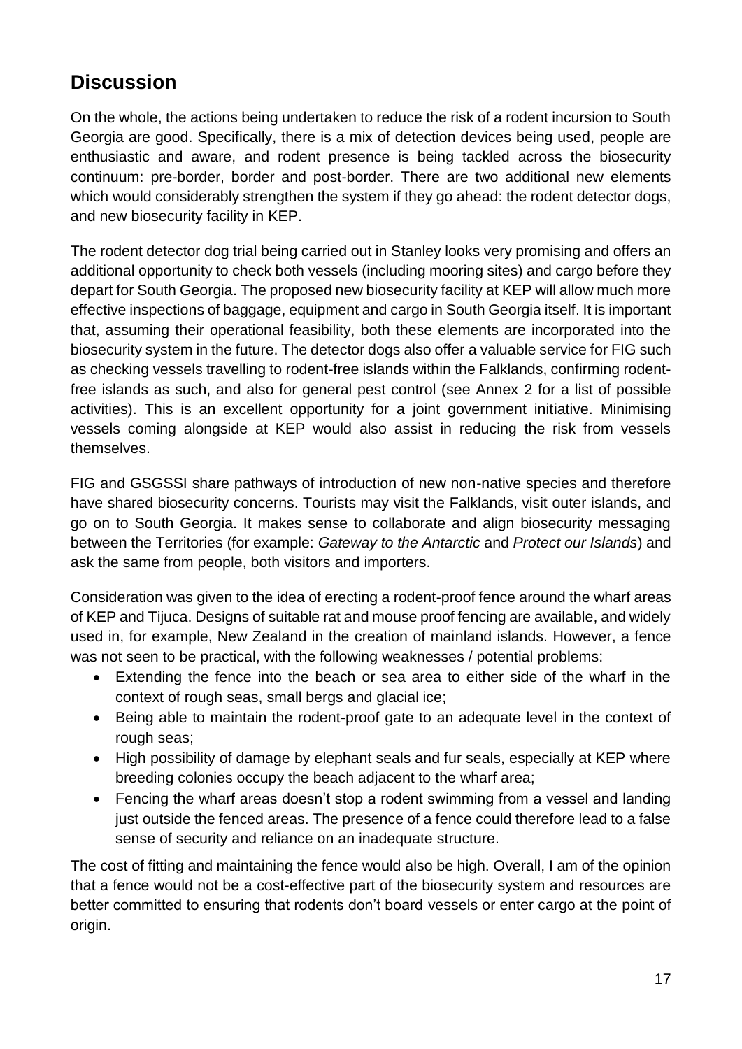## Discussion

On the whole, the actions being undertaken to reduce the risk of a rodent incursion to South Georgia are good. Specifically, there is a mix of detection devices being used, people are enthusiastic and aware, and rodent presence is being tackled across the biosecurity continuum: pre-border, border and post-border. There are two additional new elements which would considerably strengthen the system if they go ahead: the rodent detector dogs, and new biosecurity facility in KEP.

The rodent detector dog trial being carried out in Stanley looks very promising and offers an additional opportunity to check both vessels (including mooring sites) and cargo before they depart for South Georgia. The proposed new biosecurity facility at KEP will allow much more effective inspections of baggage, equipment and cargo in South Georgia itself. It is important that, assuming their operational feasibility, both these elements are incorporated into the biosecurity system in the future. The detector dogs also offer a valuable service for FIG such as checking vessels travelling to rodent-free islands within the Falklands, confirming rodent-free islands as such, and also for general pest control (see Annex 2 for a list of possible activities). This is an excellent opportunity for a joint government initiative. Minimising vessels coming alongside at KEP would also assist in reducing the risk from vessels themselves.

FIG and GSGSSI share pathways of introduction of new non-native species and therefore have shared biosecurity concerns. Tourists may visit the Falklands, visit outer islands, and go on to South Georgia. It makes sense to collaborate and align biosecurity messaging between the Territories (for example: *Gateway to the Antarctic* and *Protect our Islands*) and ask the same from people, both visitors and importers.

Consideration was given to the idea of erecting a rodent-proof fence around the wharf areas of KEP and Tijuca. Designs of suitable rat and mouse proof fencing are available, and widely used in, for example, New Zealand in the creation of mainland islands. However, a fence was not seen to be practical, with the following weaknesses / potential problems:

- Extending the fence into the beach or sea area to either side of the wharf in the context of rough seas, small bergs and glacial ice;
- Being able to maintain the rodent-proof gate to an adequate level in the context of rough seas;
- High possibility of damage by elephant seals and fur seals, especially at KEP where breeding colonies occupy the beach adjacent to the wharf area;
- Fencing the wharf areas doesn't stop a rodent swimming from a vessel and landing just outside the fenced areas. The presence of a fence could therefore lead to a false sense of security and reliance on an inadequate structure.

The cost of fitting and maintaining the fence would also be high. Overall, I am of the opinion that a fence would not be a cost-effective part of the biosecurity system and resources are better committed to ensuring that rodents don't board vessels or enter cargo at the point of origin.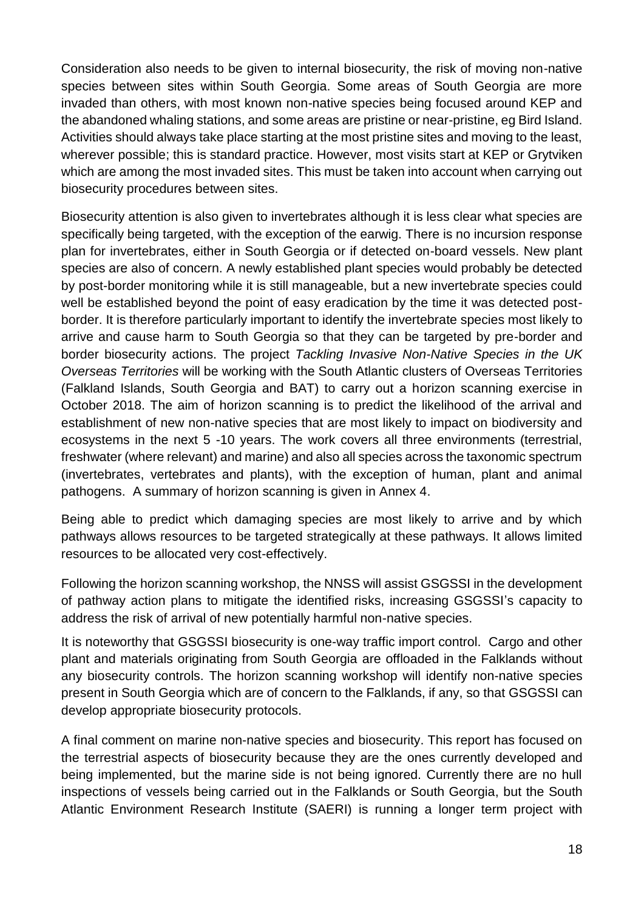Consideration also needs to be given to internal biosecurity, the risk of moving non-native species between sites within South Georgia. Some areas of South Georgia are more invaded than others, with most known non-native species being focused around KEP and the abandoned whaling stations, and some areas are pristine or near-pristine, eg Bird Island. Activities should always take place starting at the most pristine sites and moving to the least, wherever possible; this is standard practice. However, most visits start at KEP or Grytviken which are among the most invaded sites. This must be taken into account when carrying out biosecurity procedures between sites.

Biosecurity attention is also given to invertebrates although it is less clear what species are specifically being targeted, with the exception of the earwig. There is no incursion response plan for invertebrates, either in South Georgia or if detected on-board vessels. New plant species are also of concern. A newly established plant species would probably be detected by post-border monitoring while it is still manageable, but a new invertebrate species could well be established beyond the point of easy eradication by the time it was detected post-border. It is therefore particularly important to identify the invertebrate species most likely to arrive and cause harm to South Georgia so that they can be targeted by pre-border and border biosecurity actions. The project *Tackling Invasive Non-Native Species in the UK Overseas Territories* will be working with the South Atlantic clusters of Overseas Territories (Falkland Islands, South Georgia and BAT) to carry out a horizon scanning exercise in October 2018. The aim of horizon scanning is to predict the likelihood of the arrival and establishment of new non-native species that are most likely to impact on biodiversity and ecosystems in the next 5 -10 years. The work covers all three environments (terrestrial, freshwater (where relevant) and marine) and also all species across the taxonomic spectrum (invertebrates, vertebrates and plants), with the exception of human, plant and animal pathogens. A summary of horizon scanning is given in Annex 4.

Being able to predict which damaging species are most likely to arrive and by which pathways allows resources to be targeted strategically at these pathways. It allows limited resources to be allocated very cost-effectively.

Following the horizon scanning workshop, the NNSS will assist GSGSSI in the development of pathway action plans to mitigate the identified risks, increasing GSGSSI's capacity to address the risk of arrival of new potentially harmful non-native species.

It is noteworthy that GSGSSI biosecurity is one-way traffic import control. Cargo and other plant and materials originating from South Georgia are offloaded in the Falklands without any biosecurity controls. The horizon scanning workshop will identify non-native species present in South Georgia which are of concern to the Falklands, if any, so that GSGSSI can develop appropriate biosecurity protocols.

A final comment on marine non-native species and biosecurity. This report has focused on the terrestrial aspects of biosecurity because they are the ones currently developed and being implemented, but the marine side is not being ignored. Currently there are no hull inspections of vessels being carried out in the Falklands or South Georgia, but the South Atlantic Environment Research Institute (SAERI) is running a longer term project with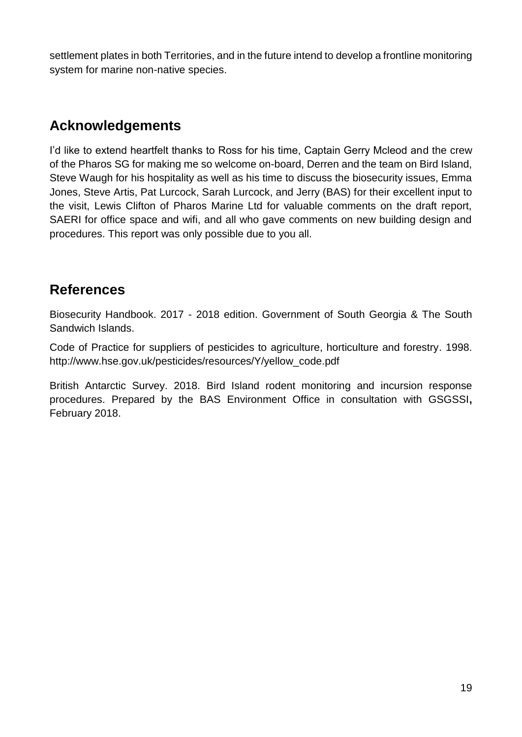settlement plates in both Territories, and in the future intend to develop a frontline monitoring system for marine non-native species.

## Acknowledgements

I'd like to extend heartfelt thanks to Ross for his time, Captain Gerry Mcleod and the crew of the Pharos SG for making me so welcome on-board, Derren and the team on Bird Island, Steve Waugh for his hospitality as well as his time to discuss the biosecurity issues, Emma Jones, Steve Artis, Pat Lurcock, Sarah Lurcock, and Jerry (BAS) for their excellent input to the visit, Lewis Clifton of Pharos Marine Ltd for valuable comments on the draft report, SAERI for office space and wifi, and all who gave comments on new building design and procedures. This report was only possible due to you all.

## References

Biosecurity Handbook. 2017 - 2018 edition. Government of South Georgia & The South Sandwich Islands.

Code of Practice for suppliers of pesticides to agriculture, horticulture and forestry. 1998. http://www.hse.gov.uk/pesticides/resources/Y/yellow_code.pdf

British Antarctic Survey. 2018. Bird Island rodent monitoring and incursion response procedures. Prepared by the BAS Environment Office in consultation with GSGSSI**,** February 2018.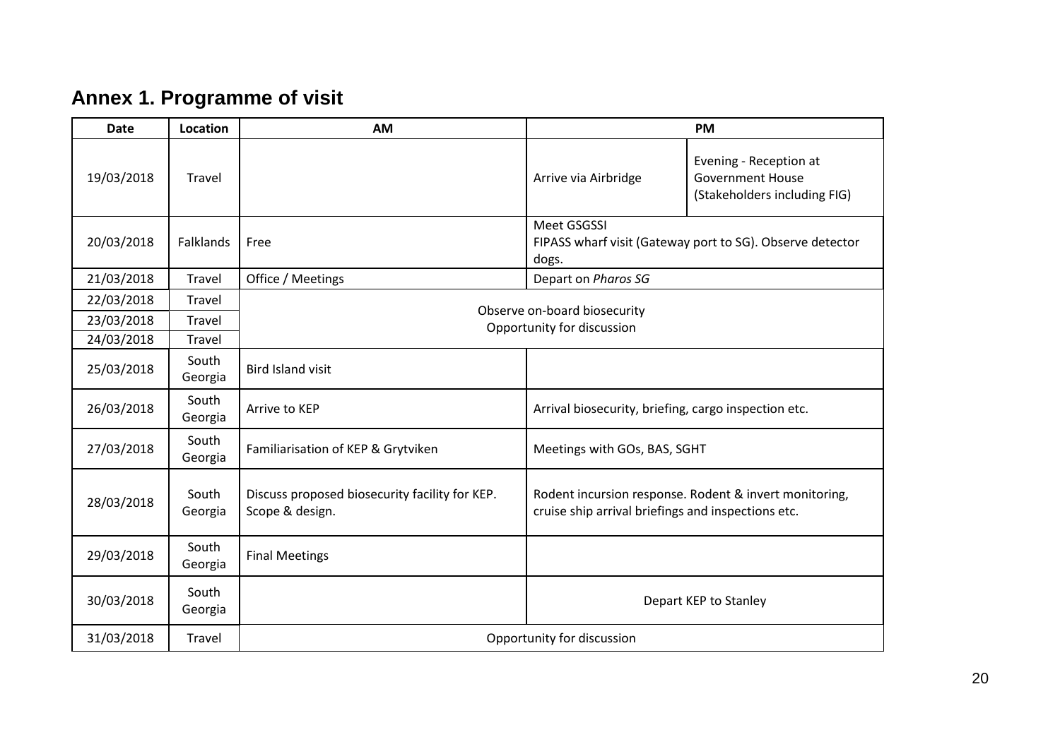# Annex 1. Programme of visit

| Date | Location | AM | PM | |
|---|---|---|---|---|
| 19/03/2018 | Travel | | Arrive via Airbridge | Evening - Reception at Government House (Stakeholders including FIG) |
| 20/03/2018 | Falklands | Free | Meet GSGSSI<br>FIPASS wharf visit (Gateway port to SG). Observe detector dogs. | |
| 21/03/2018 | Travel | Office / Meetings | Depart on *Pharos SG* | |
| 22/03/2018 | Travel | Observe on-board biosecurity<br>Opportunity for discussion | | |
| 23/03/2018 | Travel | | | |
| 24/03/2018 | Travel | | | |
| 25/03/2018 | South Georgia | Bird Island visit | | |
| 26/03/2018 | South Georgia | Arrive to KEP | Arrival biosecurity, briefing, cargo inspection etc. | |
| 27/03/2018 | South Georgia | Familiarisation of KEP & Grytviken | Meetings with GOs, BAS, SGHT | |
| 28/03/2018 | South Georgia | Discuss proposed biosecurity facility for KEP. Scope & design. | Rodent incursion response. Rodent & invert monitoring, cruise ship arrival briefings and inspections etc. | |
| 29/03/2018 | South Georgia | Final Meetings | | |
| 30/03/2018 | South Georgia | | Depart KEP to Stanley | |
| 31/03/2018 | Travel | Opportunity for discussion | | |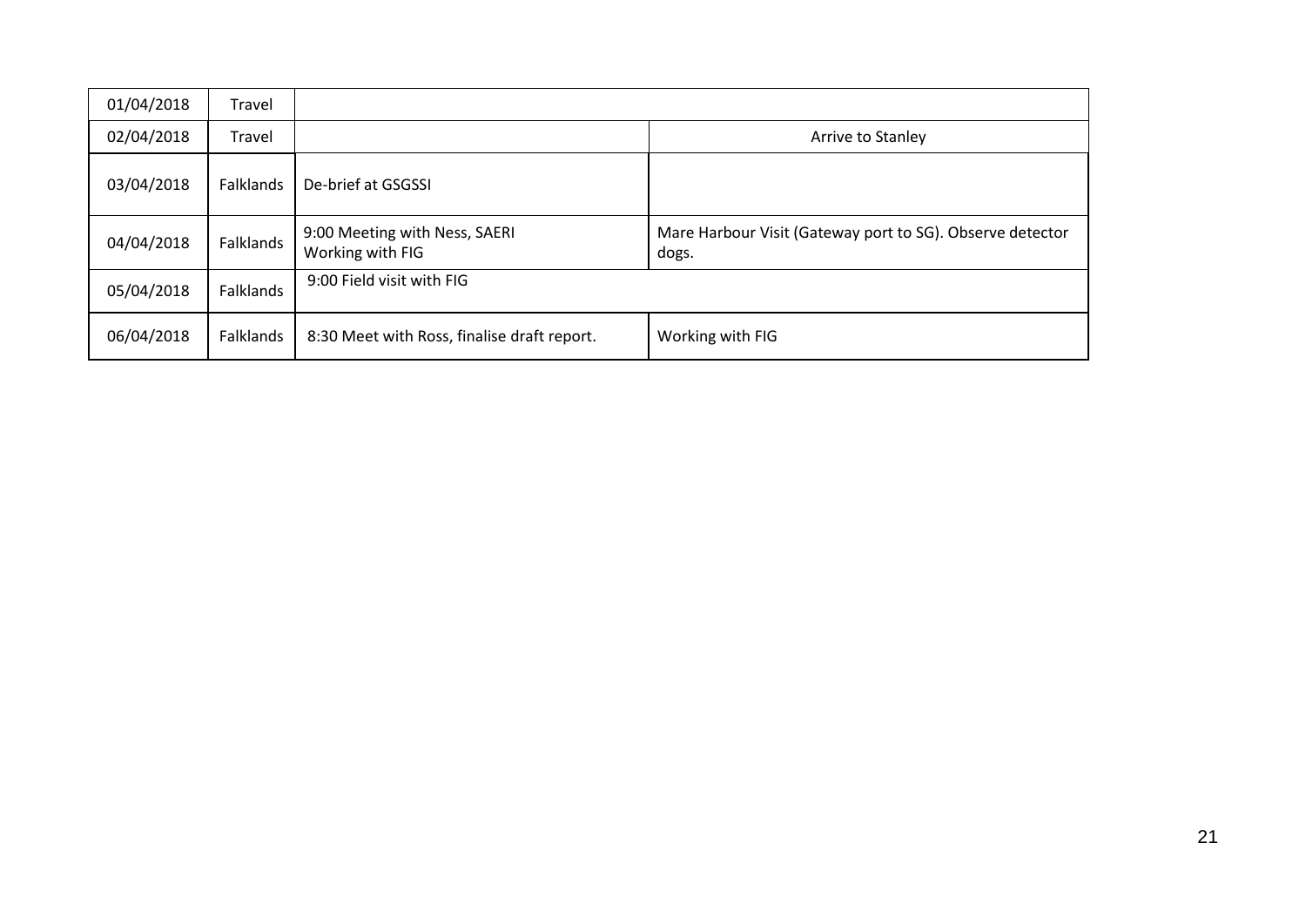| | | | |
|---|---|---|---|
| 01/04/2018 | Travel | | |
| 02/04/2018 | Travel | | Arrive to Stanley |
| 03/04/2018 | Falklands | De-brief at GSGSSI | |
| 04/04/2018 | Falklands | 9:00 Meeting with Ness, SAERI<br>Working with FIG | Mare Harbour Visit (Gateway port to SG). Observe detector dogs. |
| 05/04/2018 | Falklands | 9:00 Field visit with FIG | |
| 06/04/2018 | Falklands | 8:30 Meet with Ross, finalise draft report. | Working with FIG |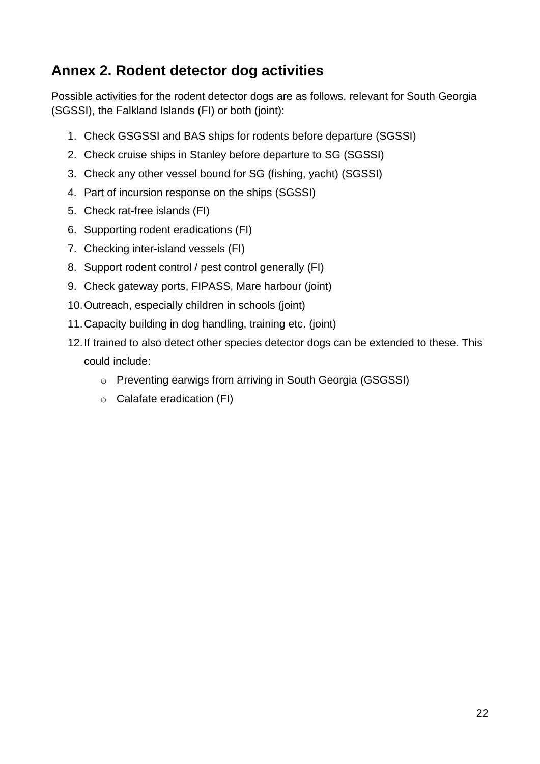## Annex 2. Rodent detector dog activities

Possible activities for the rodent detector dogs are as follows, relevant for South Georgia (SGSSI), the Falkland Islands (FI) or both (joint):

1. Check GSGSSI and BAS ships for rodents before departure (SGSSI)
2. Check cruise ships in Stanley before departure to SG (SGSSI)
3. Check any other vessel bound for SG (fishing, yacht) (SGSSI)
4. Part of incursion response on the ships (SGSSI)
5. Check rat-free islands (FI)
6. Supporting rodent eradications (FI)
7. Checking inter-island vessels (FI)
8. Support rodent control / pest control generally (FI)
9. Check gateway ports, FIPASS, Mare harbour (joint)
10. Outreach, especially children in schools (joint)
11. Capacity building in dog handling, training etc. (joint)
12. If trained to also detect other species detector dogs can be extended to these. This could include:
    - Preventing earwigs from arriving in South Georgia (GSGSSI)
    - Calafate eradication (FI)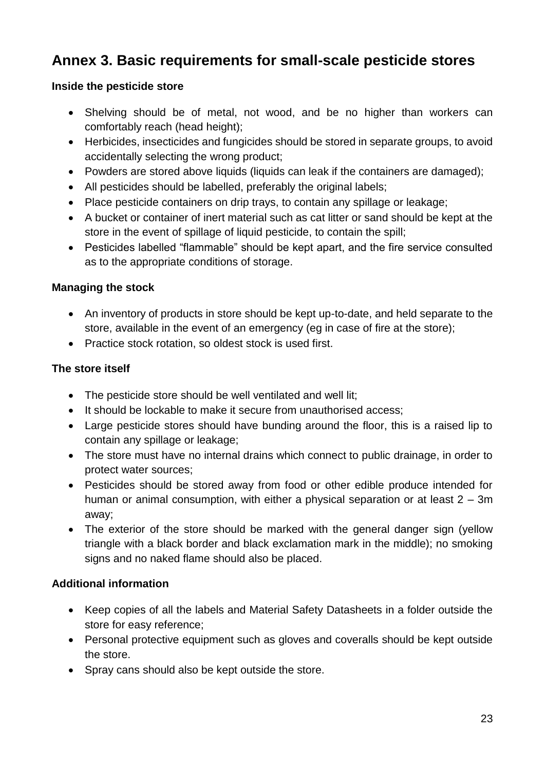## Annex 3. Basic requirements for small-scale pesticide stores

**Inside the pesticide store**

- Shelving should be of metal, not wood, and be no higher than workers can comfortably reach (head height);
- Herbicides, insecticides and fungicides should be stored in separate groups, to avoid accidentally selecting the wrong product;
- Powders are stored above liquids (liquids can leak if the containers are damaged);
- All pesticides should be labelled, preferably the original labels;
- Place pesticide containers on drip trays, to contain any spillage or leakage;
- A bucket or container of inert material such as cat litter or sand should be kept at the store in the event of spillage of liquid pesticide, to contain the spill;
- Pesticides labelled “flammable” should be kept apart, and the fire service consulted as to the appropriate conditions of storage.

**Managing the stock**

- An inventory of products in store should be kept up-to-date, and held separate to the store, available in the event of an emergency (eg in case of fire at the store);
- Practice stock rotation, so oldest stock is used first.

**The store itself**

- The pesticide store should be well ventilated and well lit;
- It should be lockable to make it secure from unauthorised access;
- Large pesticide stores should have bunding around the floor, this is a raised lip to contain any spillage or leakage;
- The store must have no internal drains which connect to public drainage, in order to protect water sources;
- Pesticides should be stored away from food or other edible produce intended for human or animal consumption, with either a physical separation or at least 2 – 3m away;
- The exterior of the store should be marked with the general danger sign (yellow triangle with a black border and black exclamation mark in the middle); no smoking signs and no naked flame should also be placed.

**Additional information**

- Keep copies of all the labels and Material Safety Datasheets in a folder outside the store for easy reference;
- Personal protective equipment such as gloves and coveralls should be kept outside the store.
- Spray cans should also be kept outside the store.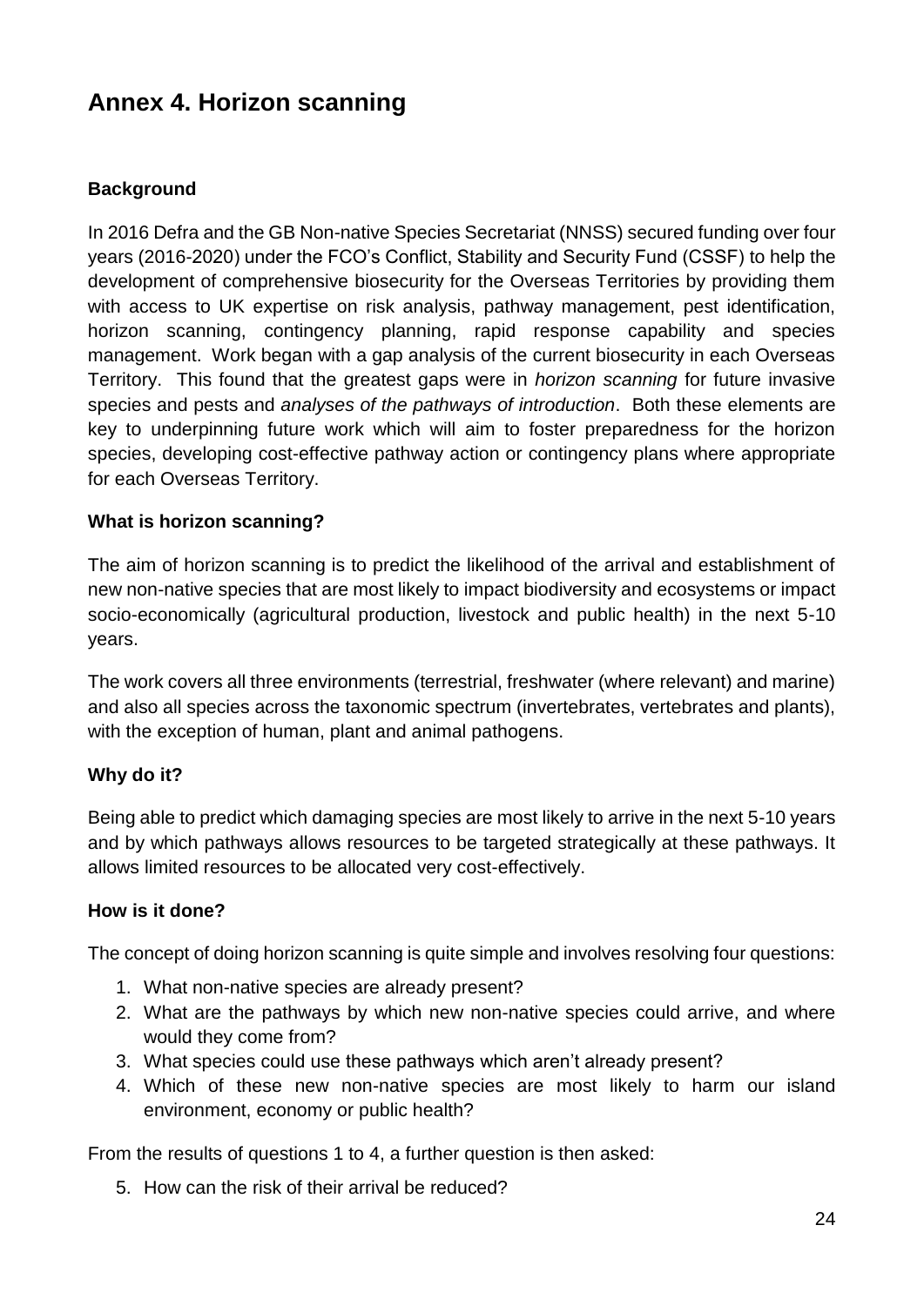# Annex 4. Horizon scanning

**Background**

In 2016 Defra and the GB Non-native Species Secretariat (NNSS) secured funding over four years (2016-2020) under the FCO's Conflict, Stability and Security Fund (CSSF) to help the development of comprehensive biosecurity for the Overseas Territories by providing them with access to UK expertise on risk analysis, pathway management, pest identification, horizon scanning, contingency planning, rapid response capability and species management. Work began with a gap analysis of the current biosecurity in each Overseas Territory. This found that the greatest gaps were in *horizon scanning* for future invasive species and pests and *analyses of the pathways of introduction*. Both these elements are key to underpinning future work which will aim to foster preparedness for the horizon species, developing cost-effective pathway action or contingency plans where appropriate for each Overseas Territory.

**What is horizon scanning?**

The aim of horizon scanning is to predict the likelihood of the arrival and establishment of new non-native species that are most likely to impact biodiversity and ecosystems or impact socio-economically (agricultural production, livestock and public health) in the next 5-10 years.

The work covers all three environments (terrestrial, freshwater (where relevant) and marine) and also all species across the taxonomic spectrum (invertebrates, vertebrates and plants), with the exception of human, plant and animal pathogens.

**Why do it?**

Being able to predict which damaging species are most likely to arrive in the next 5-10 years and by which pathways allows resources to be targeted strategically at these pathways. It allows limited resources to be allocated very cost-effectively.

**How is it done?**

The concept of doing horizon scanning is quite simple and involves resolving four questions:

1. What non-native species are already present?
2. What are the pathways by which new non-native species could arrive, and where would they come from?
3. What species could use these pathways which aren't already present?
4. Which of these new non-native species are most likely to harm our island environment, economy or public health?

From the results of questions 1 to 4, a further question is then asked:

5. How can the risk of their arrival be reduced?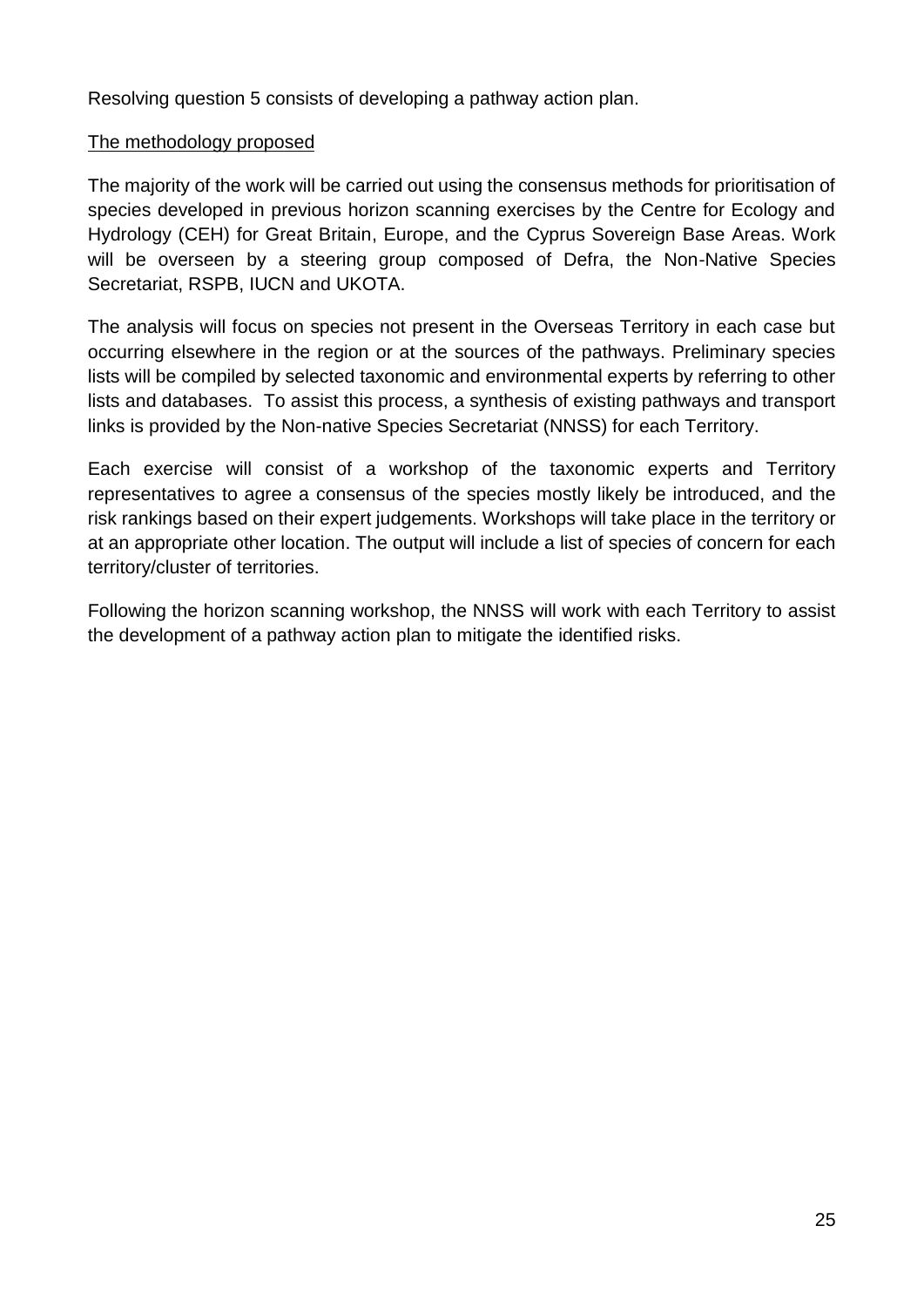Resolving question 5 consists of developing a pathway action plan.

<u>The methodology proposed</u>

The majority of the work will be carried out using the consensus methods for prioritisation of species developed in previous horizon scanning exercises by the Centre for Ecology and Hydrology (CEH) for Great Britain, Europe, and the Cyprus Sovereign Base Areas. Work will be overseen by a steering group composed of Defra, the Non-Native Species Secretariat, RSPB, IUCN and UKOTA.

The analysis will focus on species not present in the Overseas Territory in each case but occurring elsewhere in the region or at the sources of the pathways. Preliminary species lists will be compiled by selected taxonomic and environmental experts by referring to other lists and databases. To assist this process, a synthesis of existing pathways and transport links is provided by the Non-native Species Secretariat (NNSS) for each Territory.

Each exercise will consist of a workshop of the taxonomic experts and Territory representatives to agree a consensus of the species mostly likely be introduced, and the risk rankings based on their expert judgements. Workshops will take place in the territory or at an appropriate other location. The output will include a list of species of concern for each territory/cluster of territories.

Following the horizon scanning workshop, the NNSS will work with each Territory to assist the development of a pathway action plan to mitigate the identified risks.